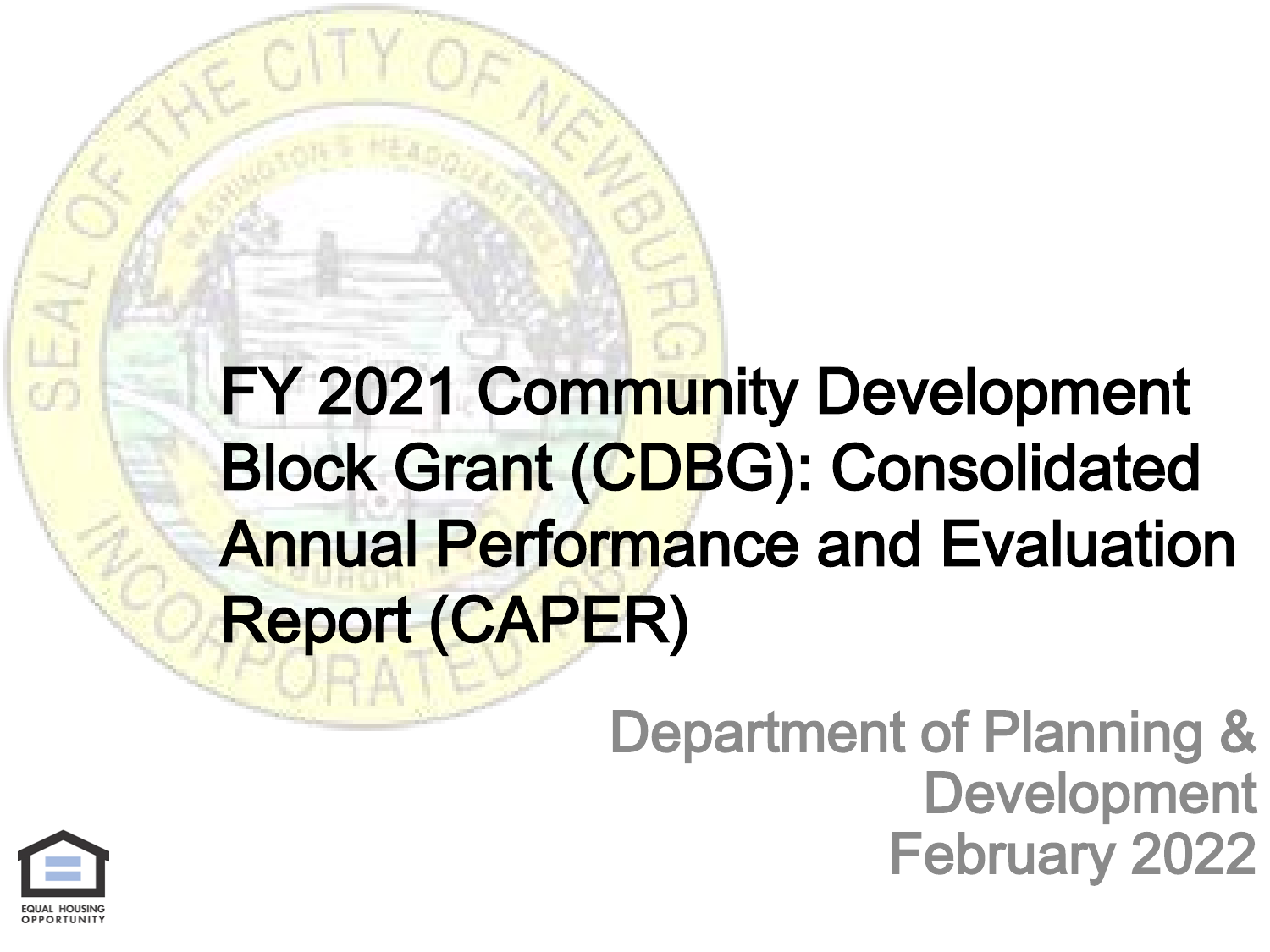# FY 2021 Community Development Block Grant (CDBG): Consolidated Annual Performance and Evaluation Report (CAPER)

Department of Planning & Development
February 2022

EQUAL HOUSING OPPORTUNITY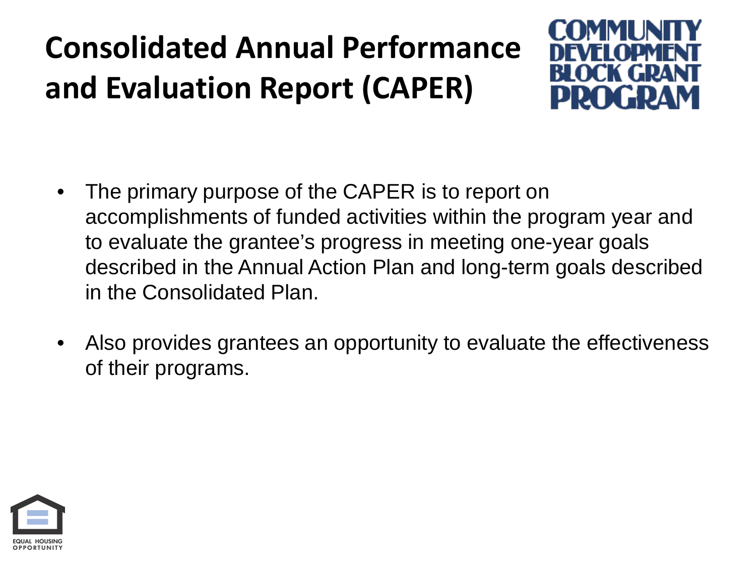# Consolidated Annual Performance and Evaluation Report (CAPER)

COMMUNITY DEVELOPMENT BLOCK GRANT PROGRAM

- The primary purpose of the CAPER is to report on accomplishments of funded activities within the program year and to evaluate the grantee's progress in meeting one-year goals described in the Annual Action Plan and long-term goals described in the Consolidated Plan.
- Also provides grantees an opportunity to evaluate the effectiveness of their programs.

EQUAL HOUSING OPPORTUNITY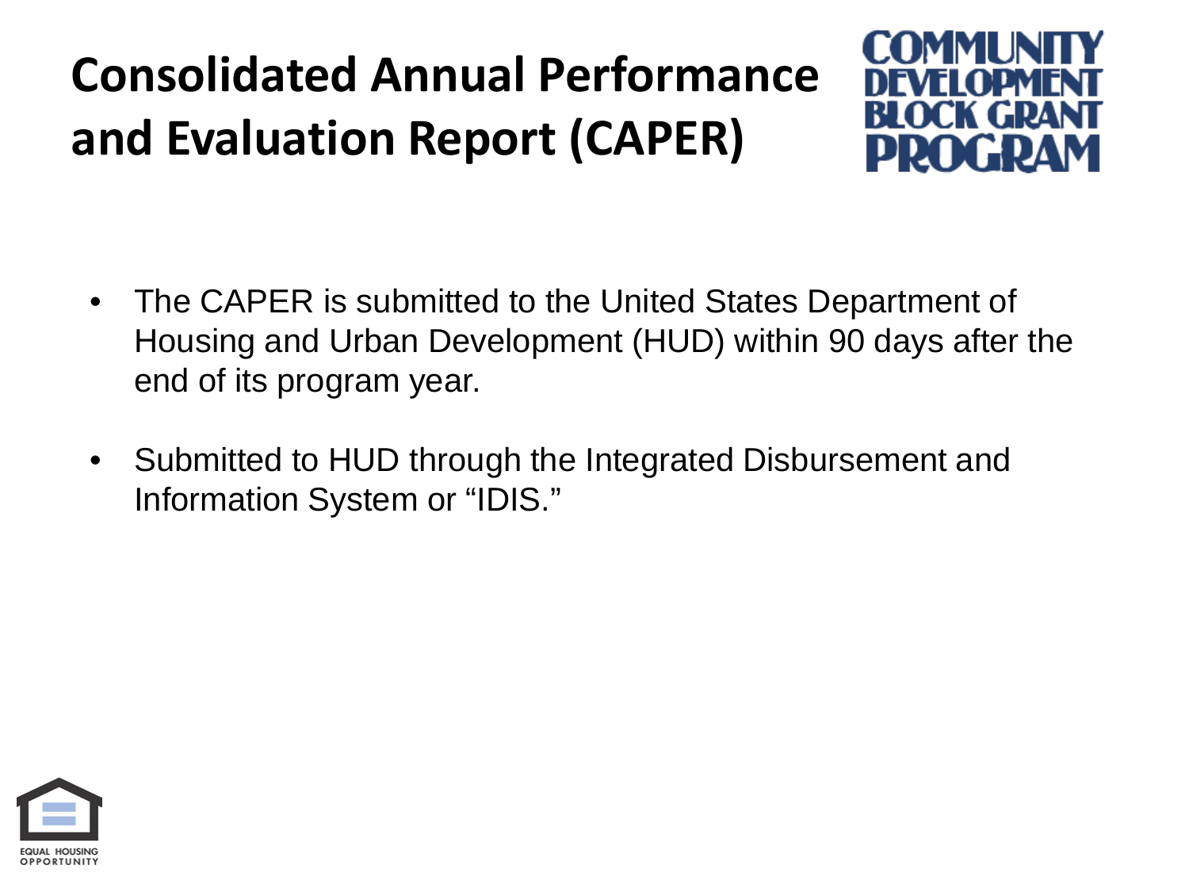# Consolidated Annual Performance and Evaluation Report (CAPER)

COMMUNITY DEVELOPMENT BLOCK GRANT PROGRAM

- The CAPER is submitted to the United States Department of Housing and Urban Development (HUD) within 90 days after the end of its program year.
- Submitted to HUD through the Integrated Disbursement and Information System or "IDIS."

EQUAL HOUSING OPPORTUNITY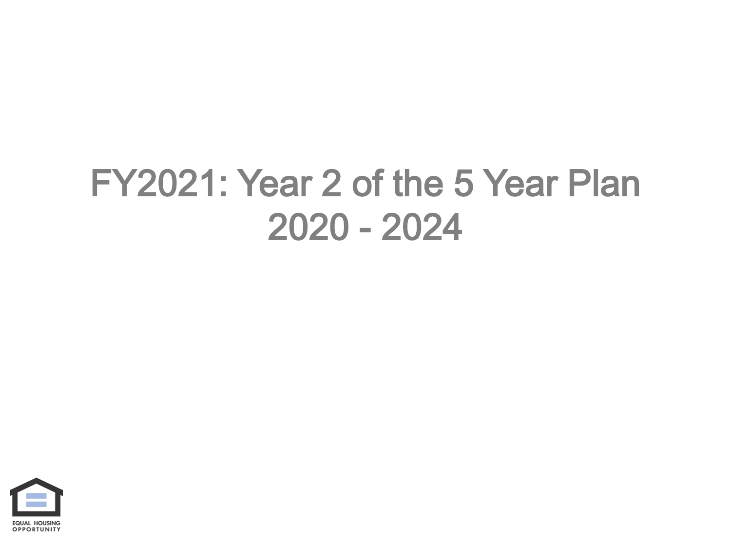# FY2021: Year 2 of the 5 Year Plan 2020 - 2024

EQUAL HOUSING OPPORTUNITY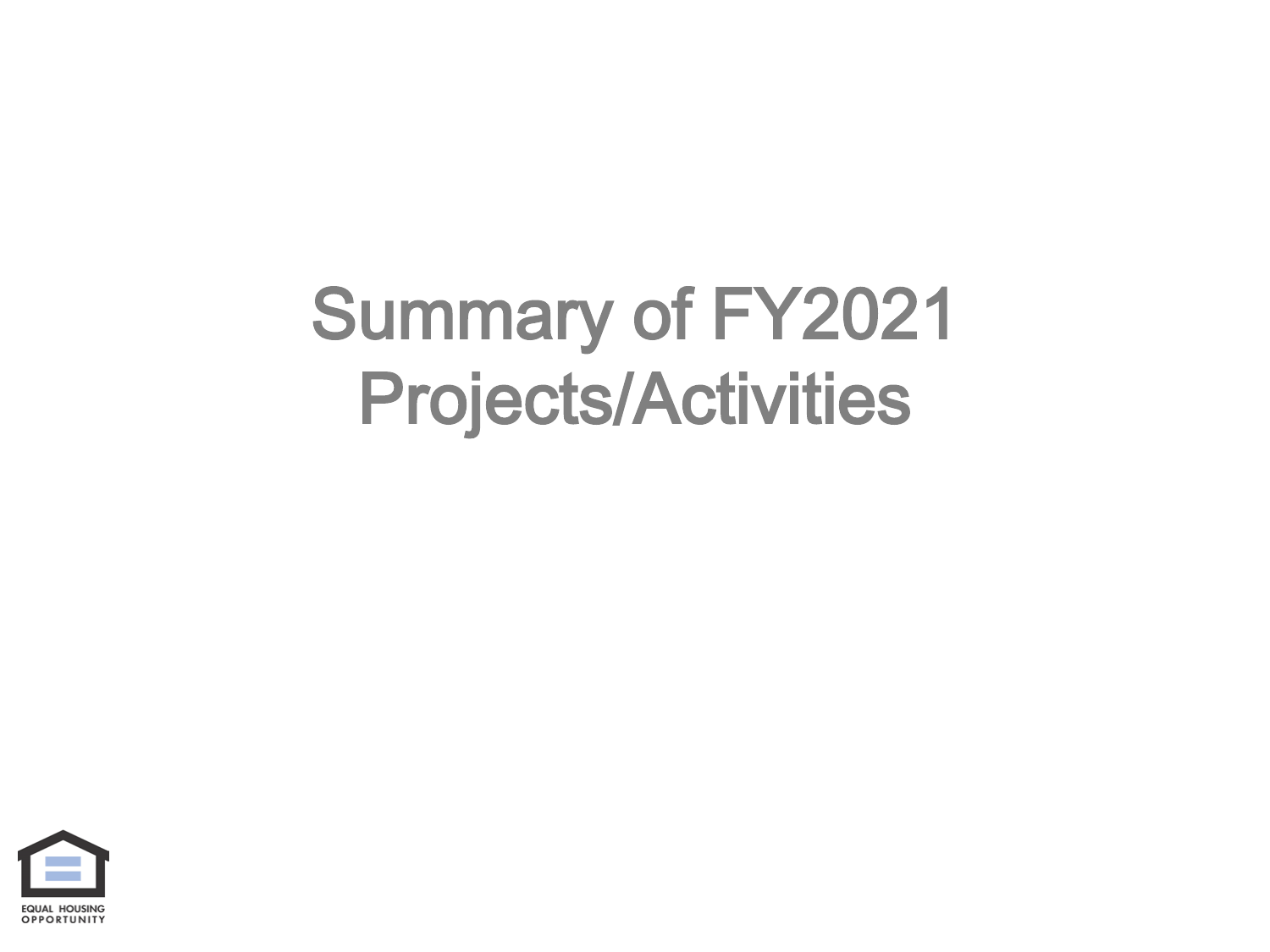# Summary of FY2021 Projects/Activities

EQUAL HOUSING OPPORTUNITY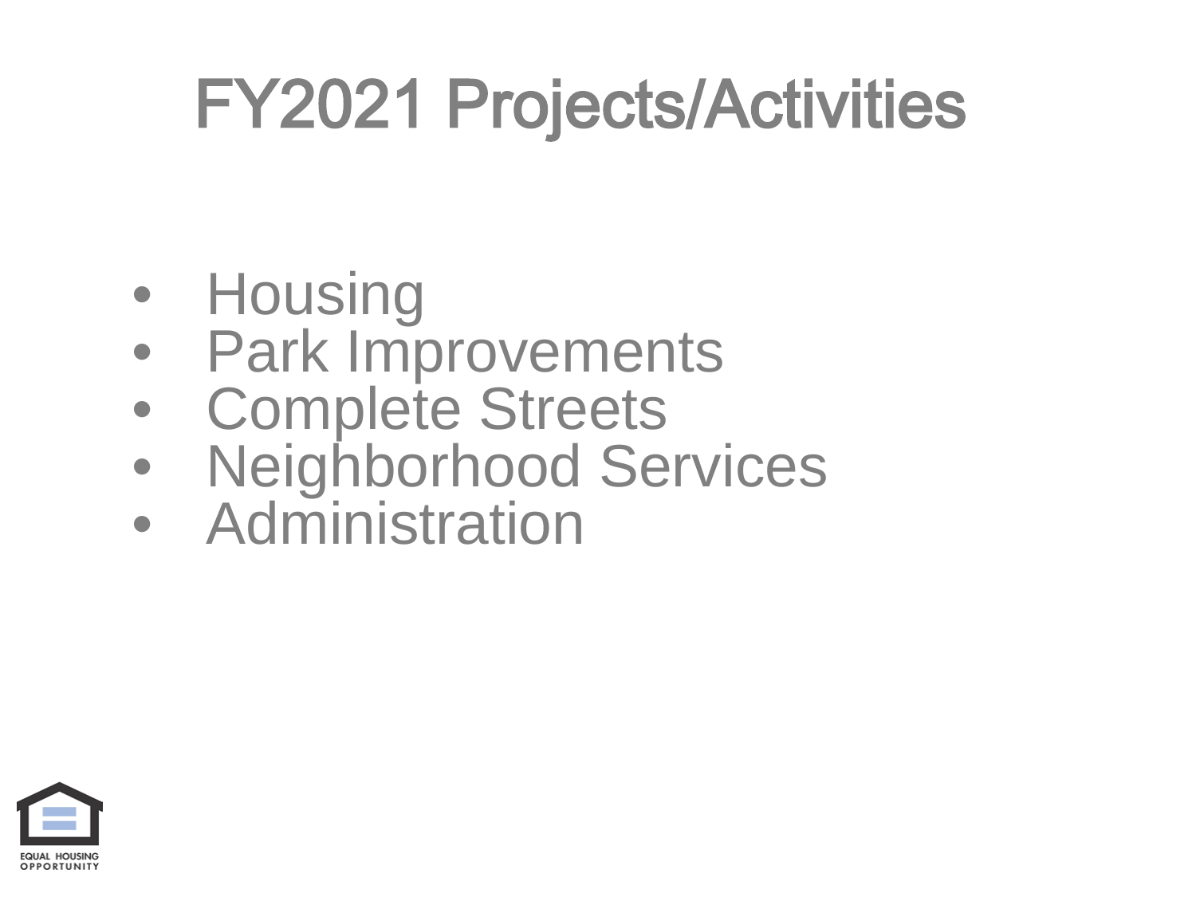# FY2021 Projects/Activities

- Housing
- Park Improvements
- Complete Streets
- Neighborhood Services
- Administration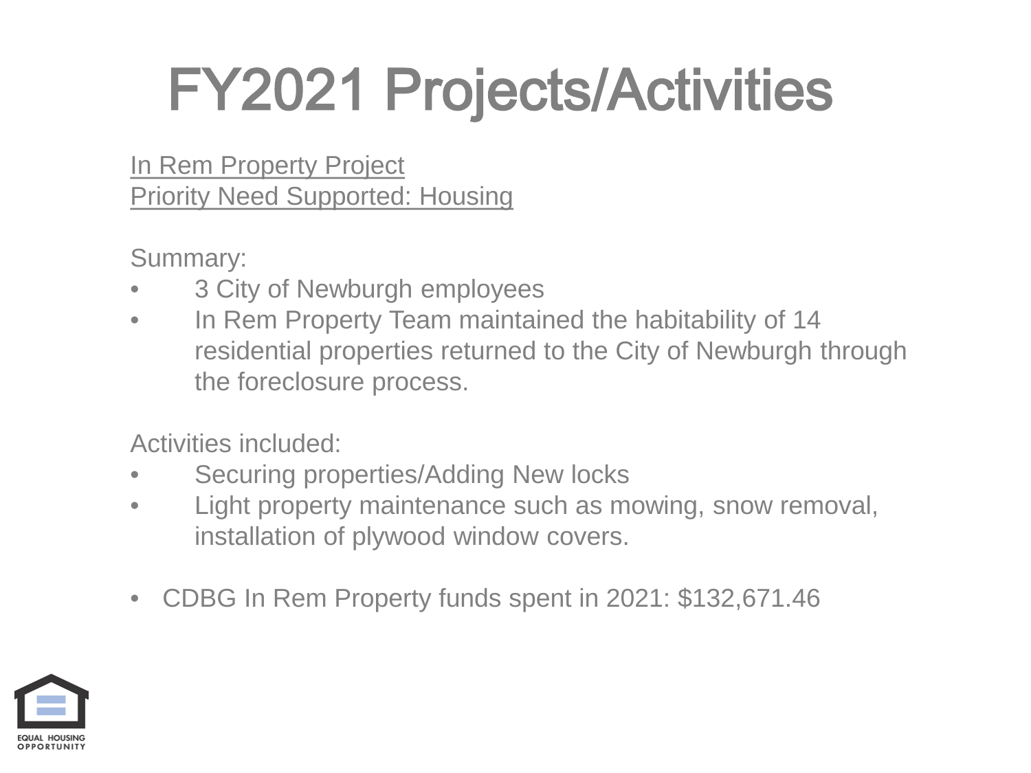# FY2021 Projects/Activities

In Rem Property Project
Priority Need Supported: Housing

Summary:

- 3 City of Newburgh employees
- In Rem Property Team maintained the habitability of 14 residential properties returned to the City of Newburgh through the foreclosure process.

Activities included:

- Securing properties/Adding New locks
- Light property maintenance such as mowing, snow removal, installation of plywood window covers.

- CDBG In Rem Property funds spent in 2021: $132,671.46

EQUAL HOUSING OPPORTUNITY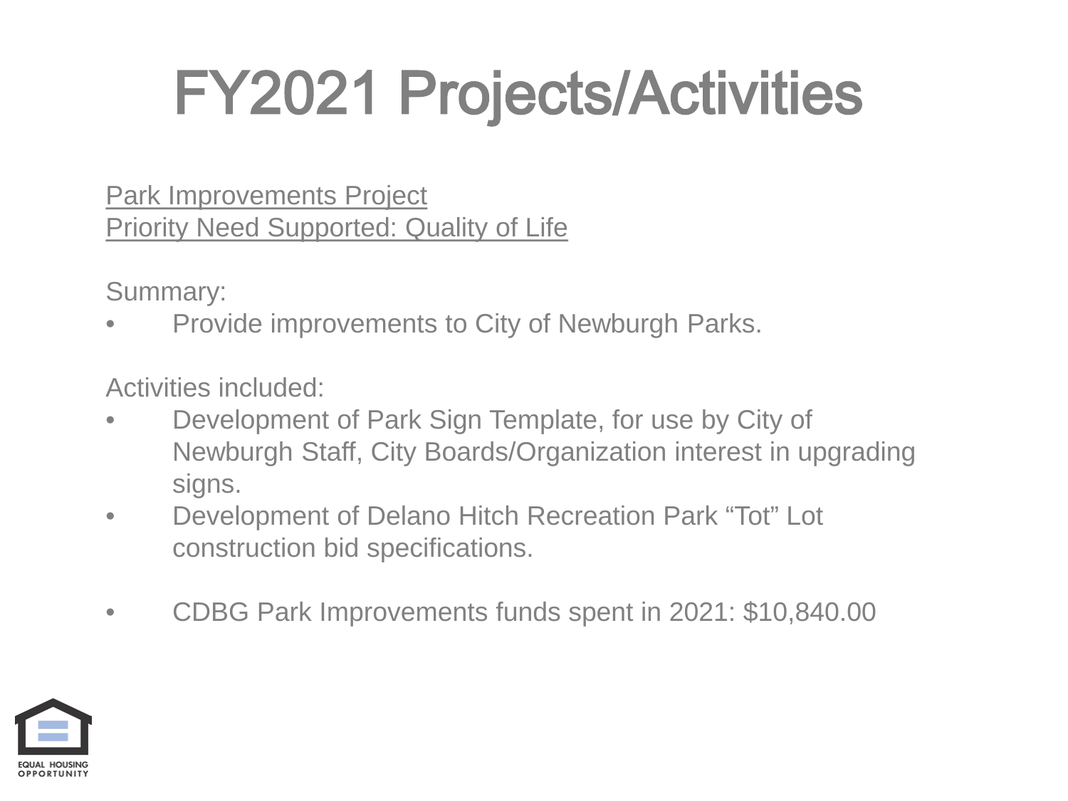# FY2021 Projects/Activities

Park Improvements Project
Priority Need Supported: Quality of Life

Summary:

- Provide improvements to City of Newburgh Parks.

Activities included:

- Development of Park Sign Template, for use by City of Newburgh Staff, City Boards/Organization interest in upgrading signs.
- Development of Delano Hitch Recreation Park "Tot" Lot construction bid specifications.

- CDBG Park Improvements funds spent in 2021: $10,840.00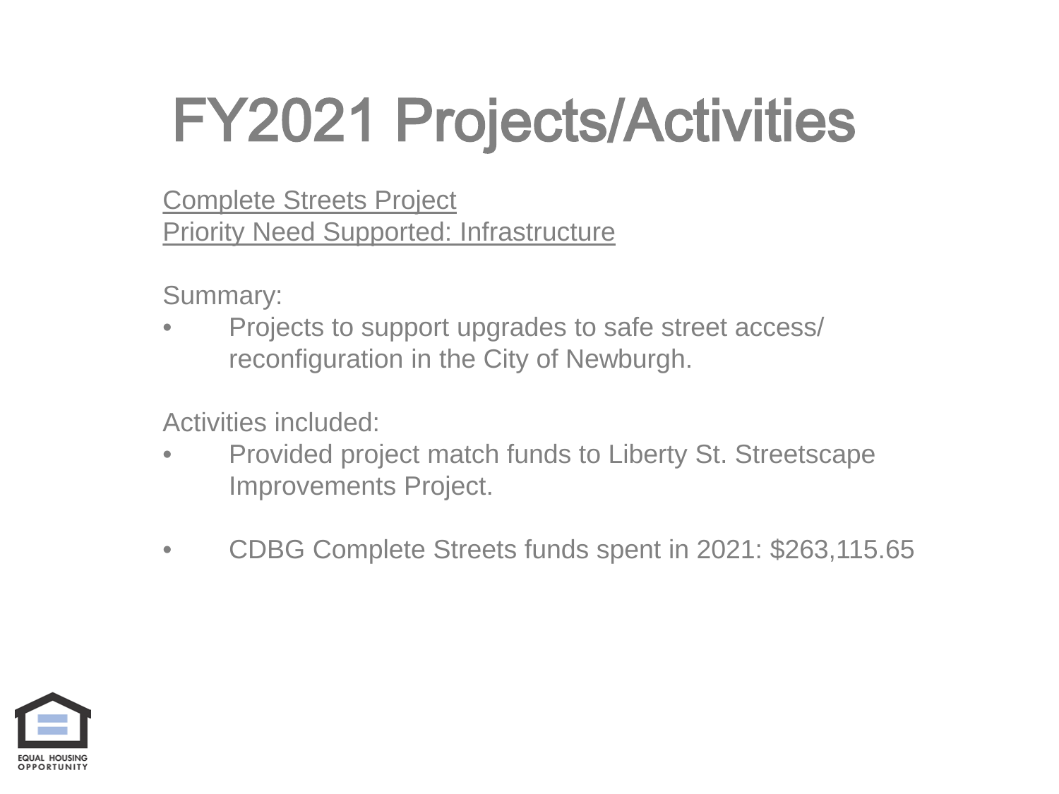# FY2021 Projects/Activities

Complete Streets Project
Priority Need Supported: Infrastructure

Summary:

- Projects to support upgrades to safe street access/ reconfiguration in the City of Newburgh.

Activities included:

- Provided project match funds to Liberty St. Streetscape Improvements Project.

- CDBG Complete Streets funds spent in 2021: $263,115.65

EQUAL HOUSING OPPORTUNITY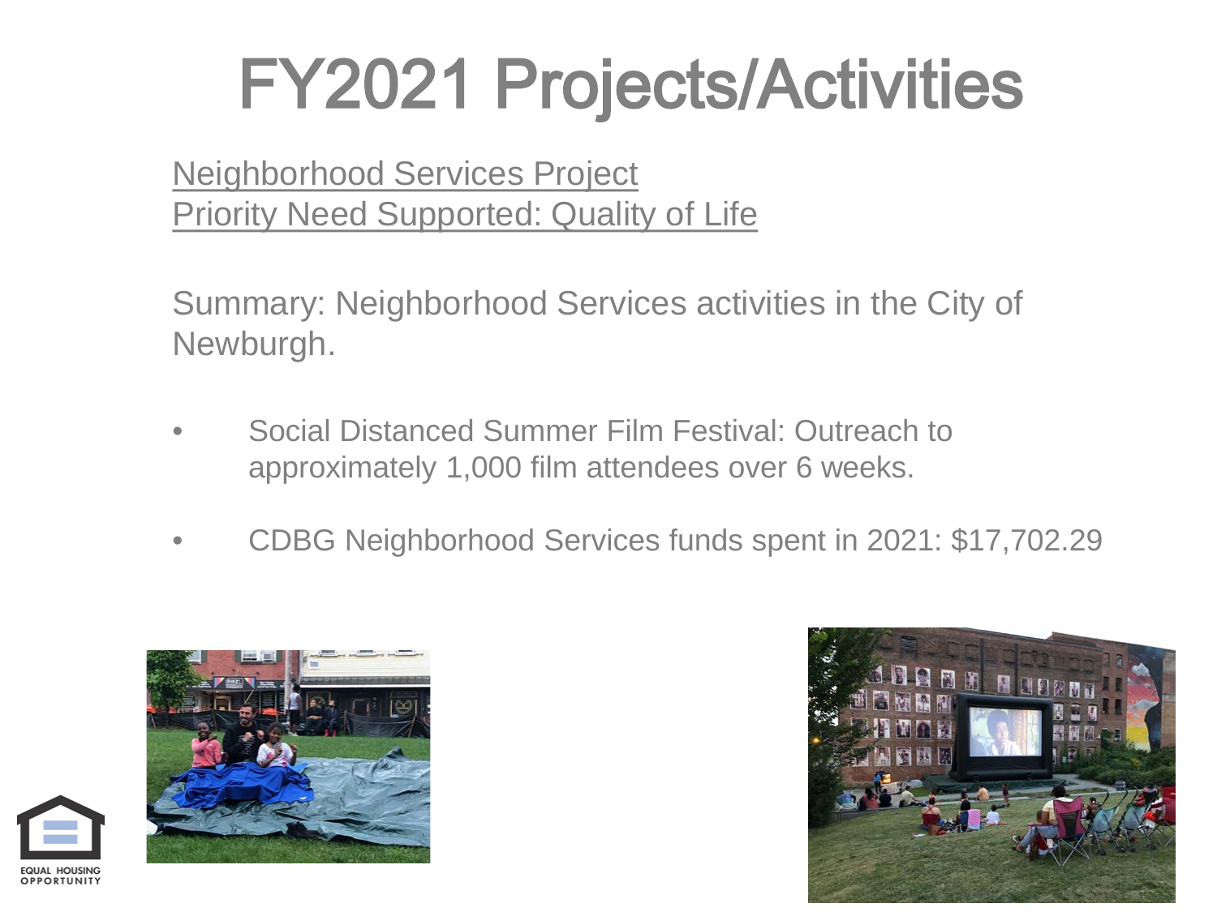# FY2021 Projects/Activities

Neighborhood Services Project
Priority Need Supported: Quality of Life

Summary: Neighborhood Services activities in the City of Newburgh.

- Social Distanced Summer Film Festival: Outreach to approximately 1,000 film attendees over 6 weeks.
- CDBG Neighborhood Services funds spent in 2021: $17,702.29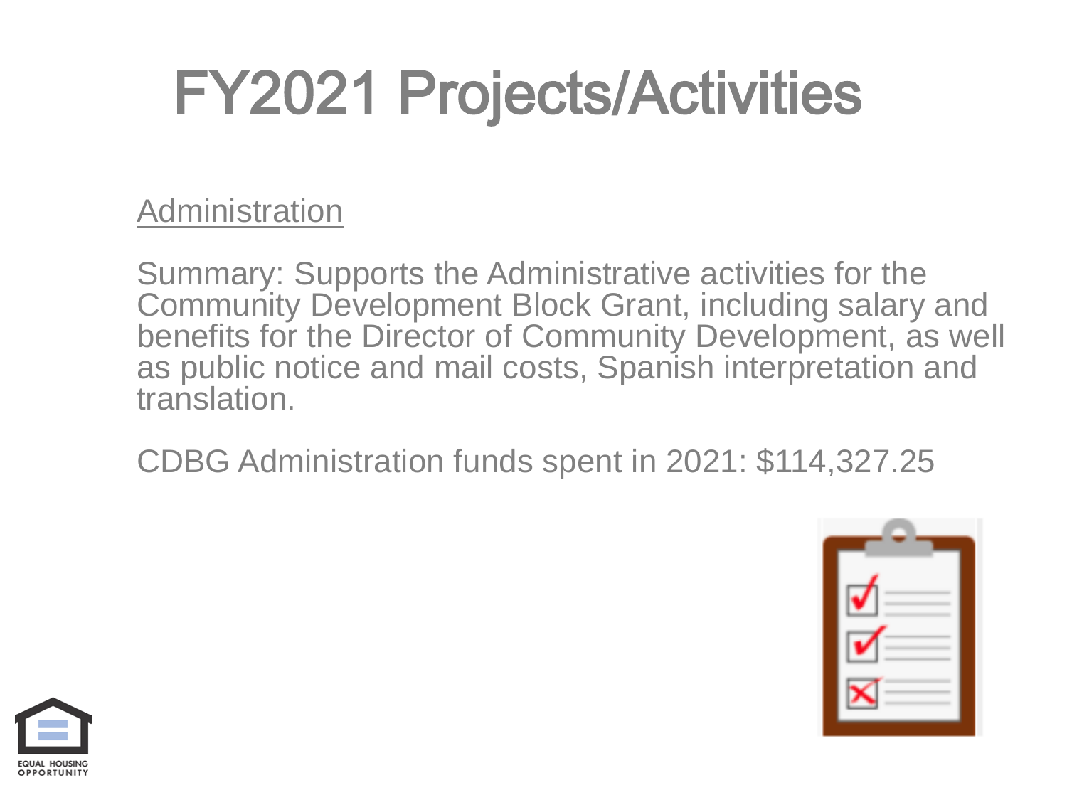# FY2021 Projects/Activities

Administration

Summary: Supports the Administrative activities for the Community Development Block Grant, including salary and benefits for the Director of Community Development, as well as public notice and mail costs, Spanish interpretation and translation.

CDBG Administration funds spent in 2021: $114,327.25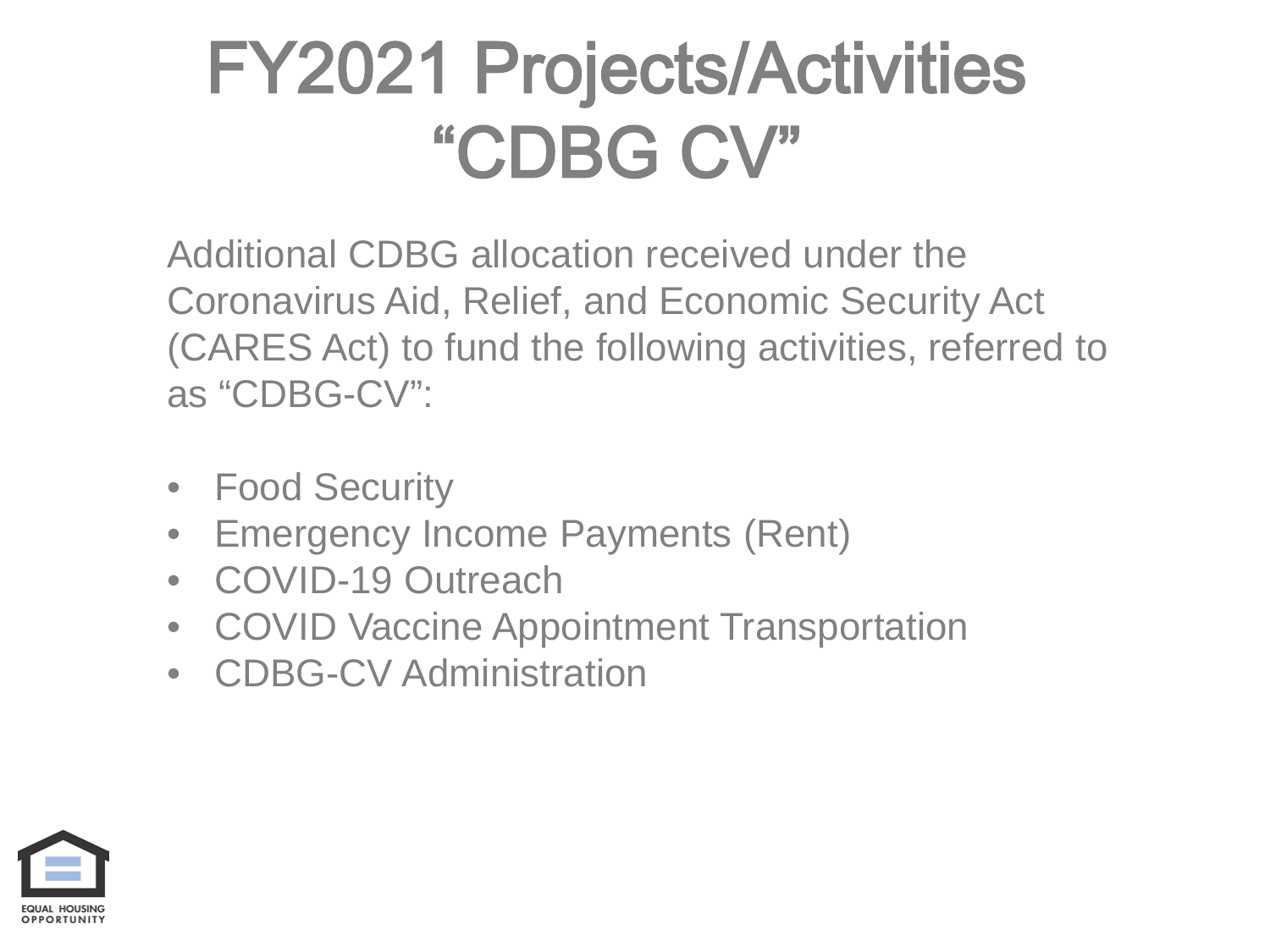# FY2021 Projects/Activities "CDBG CV"

Additional CDBG allocation received under the Coronavirus Aid, Relief, and Economic Security Act (CARES Act) to fund the following activities, referred to as "CDBG-CV":

- Food Security
- Emergency Income Payments (Rent)
- COVID-19 Outreach
- COVID Vaccine Appointment Transportation
- CDBG-CV Administration

EQUAL HOUSING OPPORTUNITY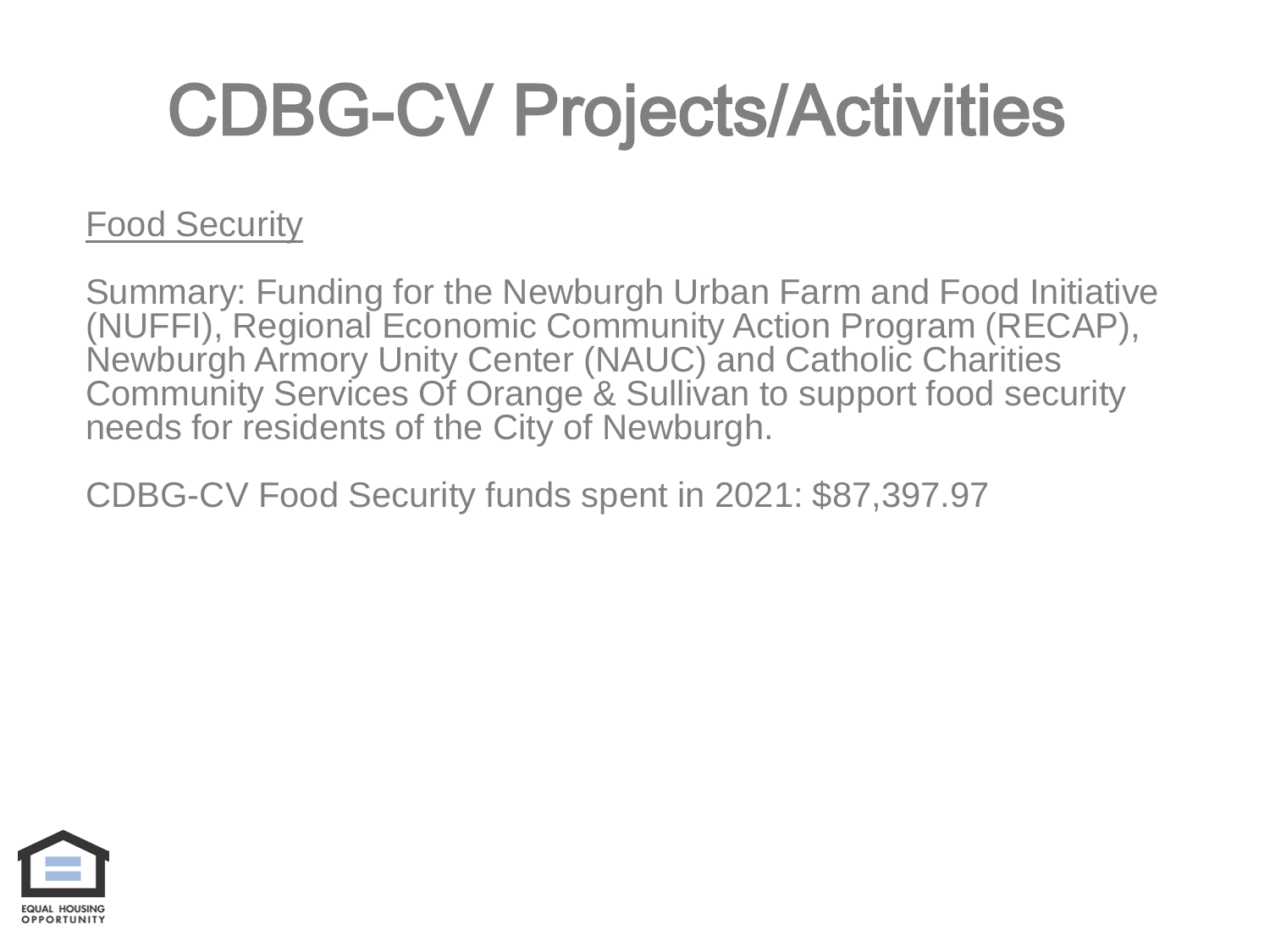# CDBG-CV Projects/Activities

Food Security

Summary: Funding for the Newburgh Urban Farm and Food Initiative (NUFFI), Regional Economic Community Action Program (RECAP), Newburgh Armory Unity Center (NAUC) and Catholic Charities Community Services Of Orange & Sullivan to support food security needs for residents of the City of Newburgh.

CDBG-CV Food Security funds spent in 2021: $87,397.97

EQUAL HOUSING OPPORTUNITY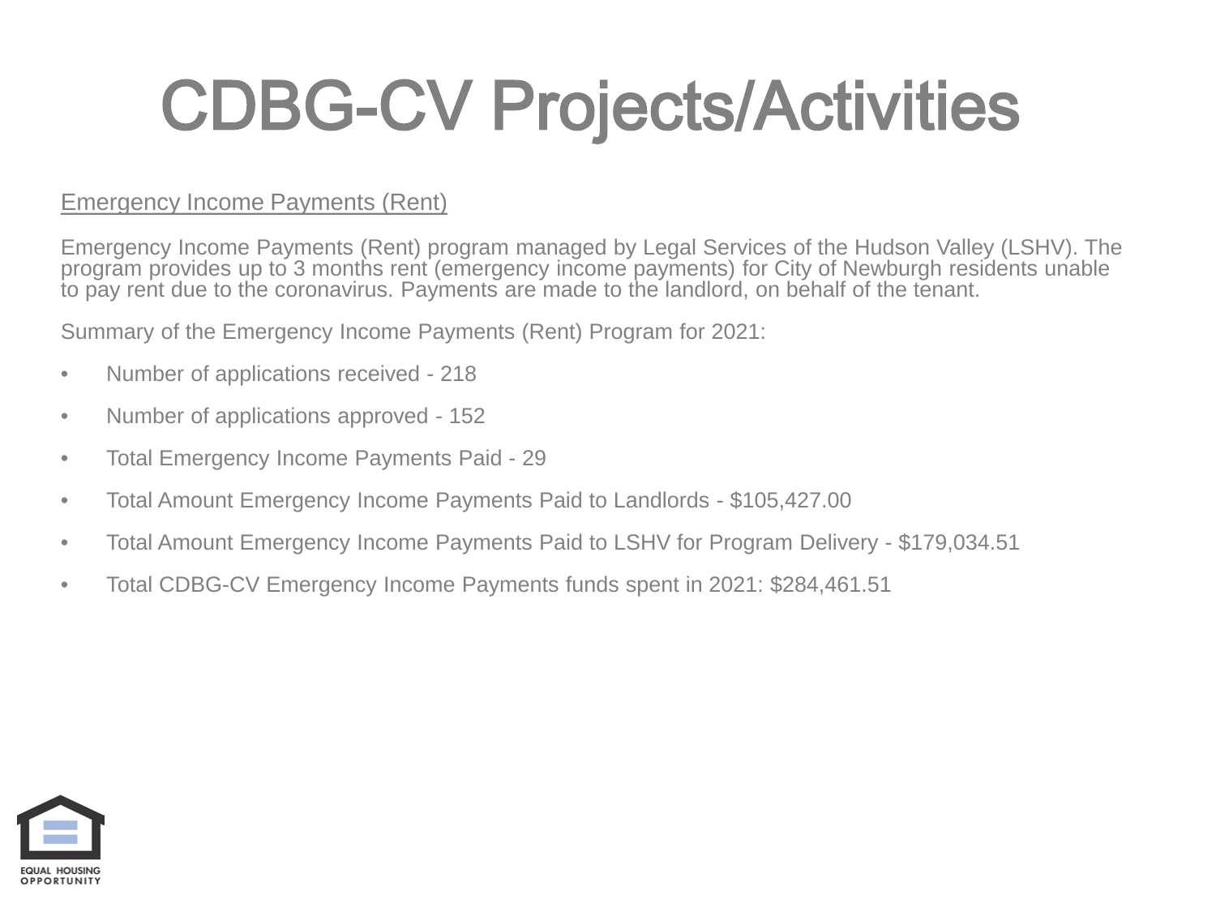# CDBG-CV Projects/Activities

Emergency Income Payments (Rent)

Emergency Income Payments (Rent) program managed by Legal Services of the Hudson Valley (LSHV). The program provides up to 3 months rent (emergency income payments) for City of Newburgh residents unable to pay rent due to the coronavirus. Payments are made to the landlord, on behalf of the tenant.

Summary of the Emergency Income Payments (Rent) Program for 2021:

- Number of applications received - 218
- Number of applications approved - 152
- Total Emergency Income Payments Paid - 29
- Total Amount Emergency Income Payments Paid to Landlords - $105,427.00
- Total Amount Emergency Income Payments Paid to LSHV for Program Delivery - $179,034.51
- Total CDBG-CV Emergency Income Payments funds spent in 2021: $284,461.51

EQUAL HOUSING OPPORTUNITY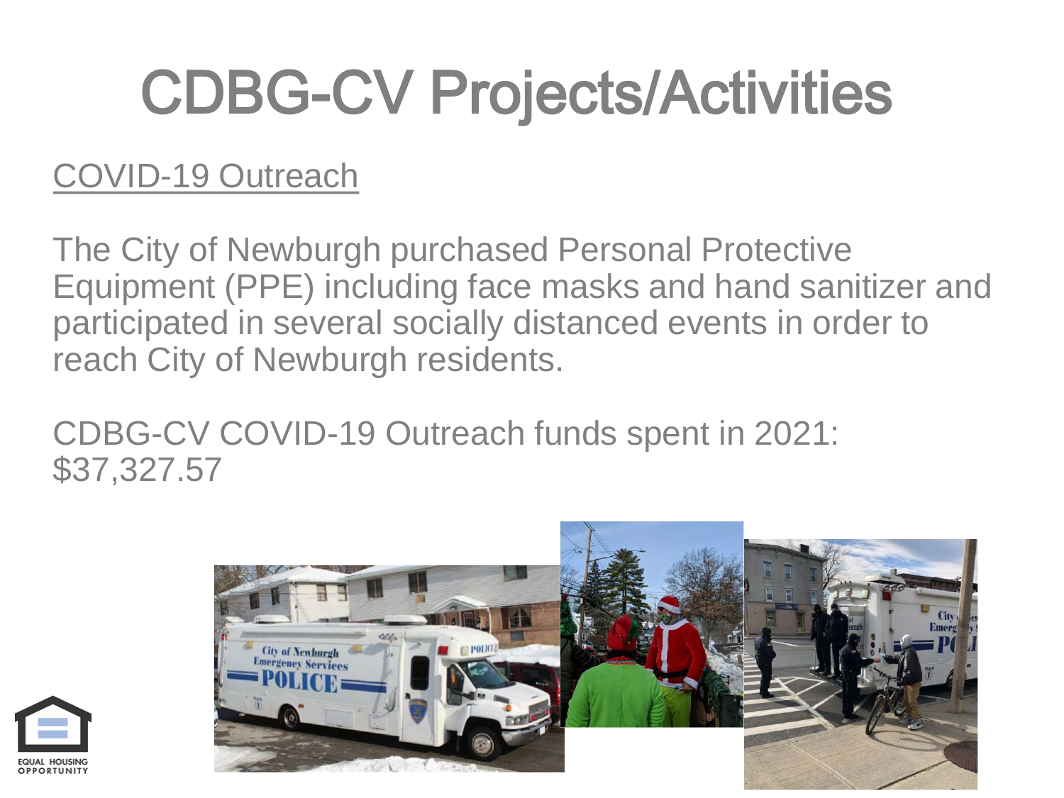# CDBG-CV Projects/Activities

<u>COVID-19 Outreach</u>

The City of Newburgh purchased Personal Protective Equipment (PPE) including face masks and hand sanitizer and participated in several socially distanced events in order to reach City of Newburgh residents.

CDBG-CV COVID-19 Outreach funds spent in 2021: $37,327.57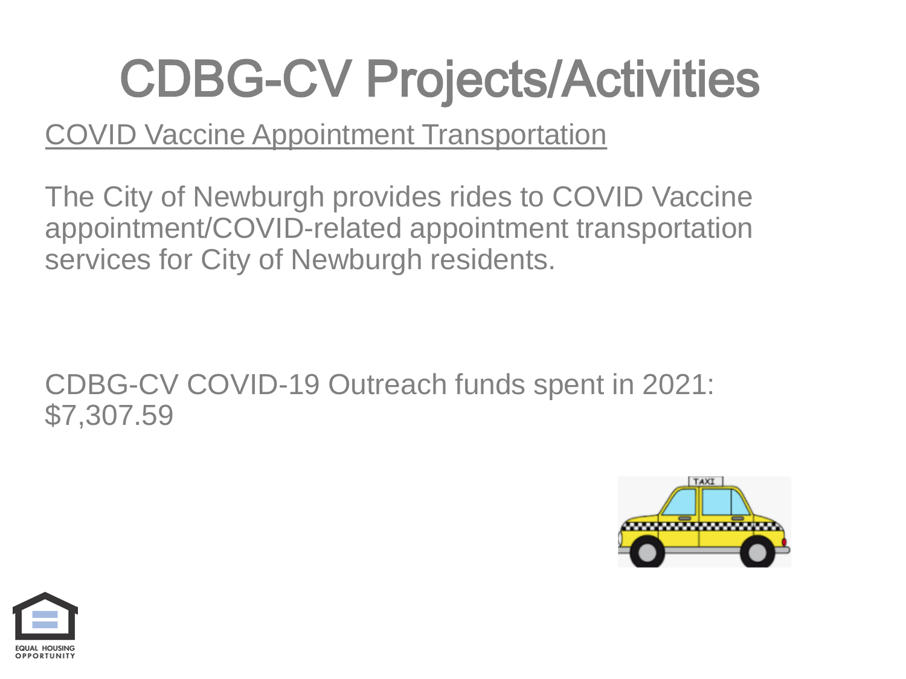# CDBG-CV Projects/Activities

COVID Vaccine Appointment Transportation

The City of Newburgh provides rides to COVID Vaccine appointment/COVID-related appointment transportation services for City of Newburgh residents.

CDBG-CV COVID-19 Outreach funds spent in 2021: $7,307.59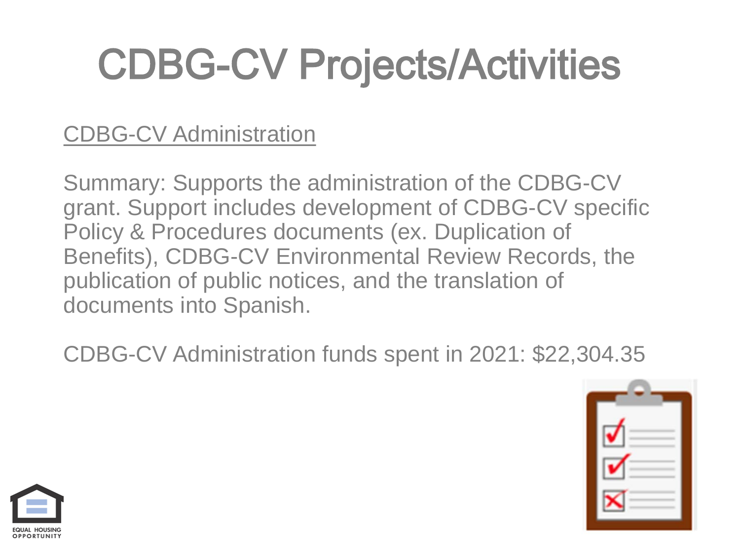# CDBG-CV Projects/Activities

CDBG-CV Administration

Summary: Supports the administration of the CDBG-CV grant. Support includes development of CDBG-CV specific Policy & Procedures documents (ex. Duplication of Benefits), CDBG-CV Environmental Review Records, the publication of public notices, and the translation of documents into Spanish.

CDBG-CV Administration funds spent in 2021: $22,304.35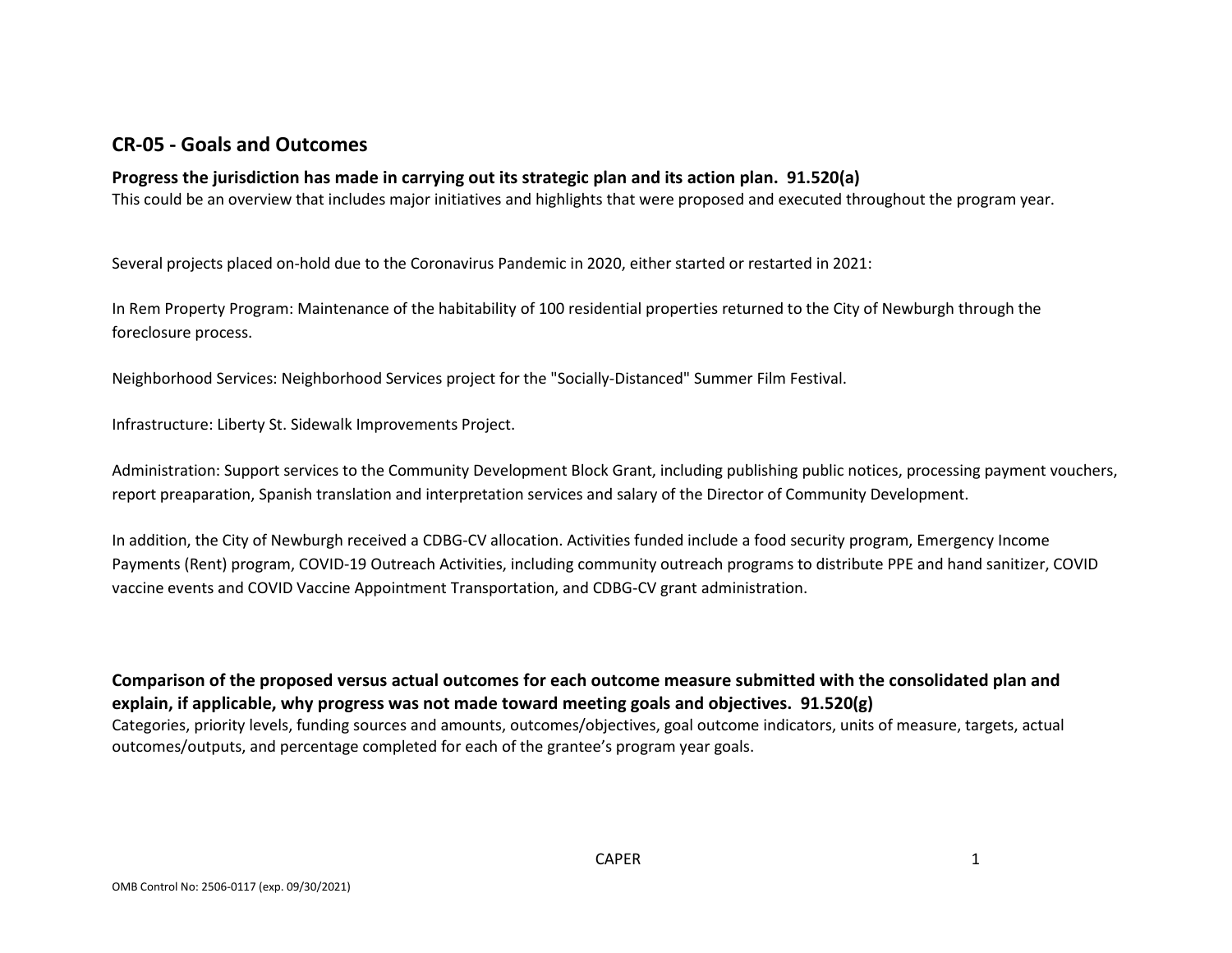## CR-05 - Goals and Outcomes

**Progress the jurisdiction has made in carrying out its strategic plan and its action plan. 91.520(a)**

This could be an overview that includes major initiatives and highlights that were proposed and executed throughout the program year.

Several projects placed on-hold due to the Coronavirus Pandemic in 2020, either started or restarted in 2021:

In Rem Property Program: Maintenance of the habitability of 100 residential properties returned to the City of Newburgh through the foreclosure process.

Neighborhood Services: Neighborhood Services project for the "Socially-Distanced" Summer Film Festival.

Infrastructure: Liberty St. Sidewalk Improvements Project.

Administration: Support services to the Community Development Block Grant, including publishing public notices, processing payment vouchers, report preaparation, Spanish translation and interpretation services and salary of the Director of Community Development.

In addition, the City of Newburgh received a CDBG-CV allocation. Activities funded include a food security program, Emergency Income Payments (Rent) program, COVID-19 Outreach Activities, including community outreach programs to distribute PPE and hand sanitizer, COVID vaccine events and COVID Vaccine Appointment Transportation, and CDBG-CV grant administration.

**Comparison of the proposed versus actual outcomes for each outcome measure submitted with the consolidated plan and explain, if applicable, why progress was not made toward meeting goals and objectives. 91.520(g)**

Categories, priority levels, funding sources and amounts, outcomes/objectives, goal outcome indicators, units of measure, targets, actual outcomes/outputs, and percentage completed for each of the grantee's program year goals.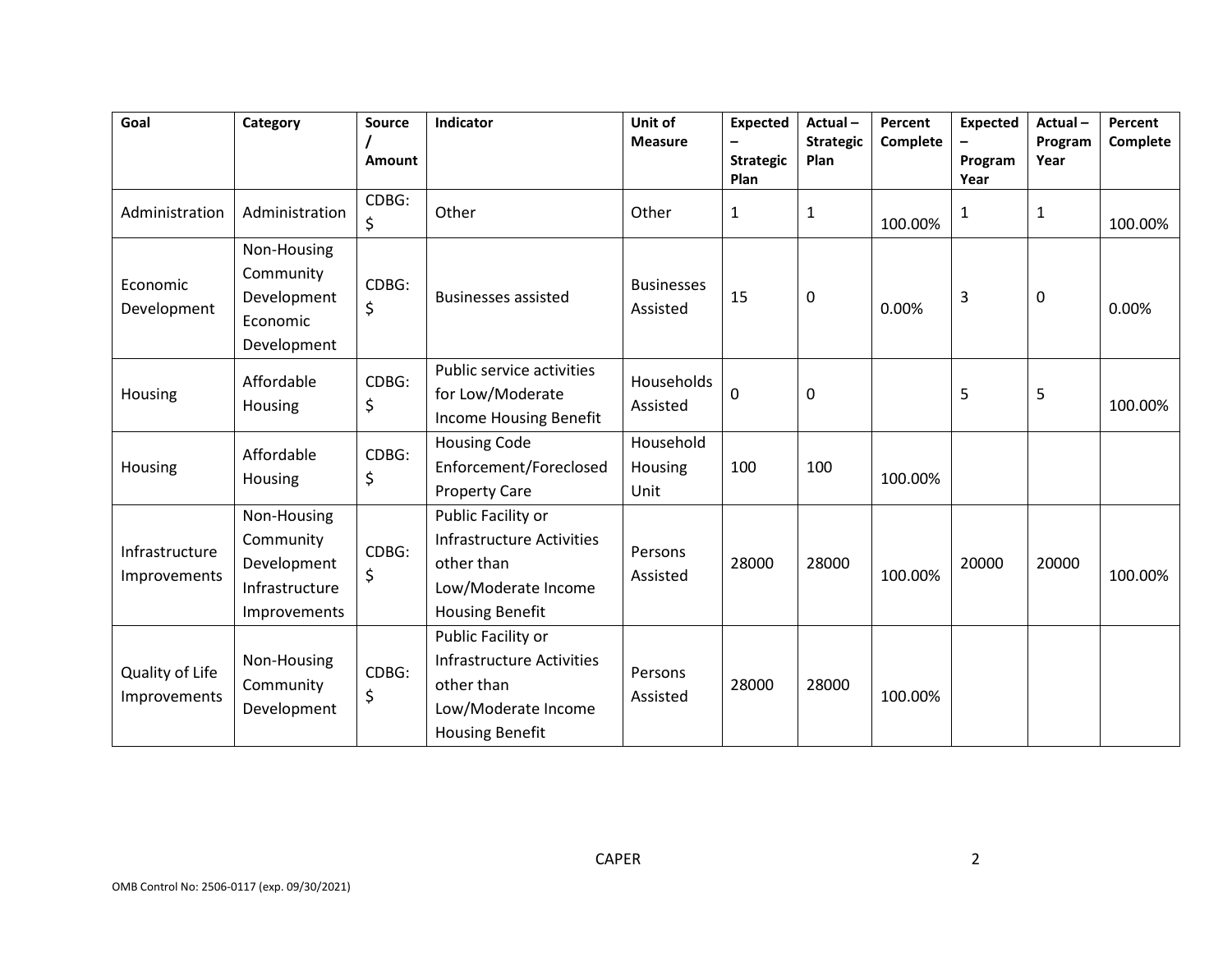| Goal | Category | Source / Amount | Indicator | Unit of Measure | Expected – Strategic Plan | Actual – Strategic Plan | Percent Complete | Expected – Program Year | Actual – Program Year | Percent Complete |
|---|---|---|---|---|---|---|---|---|---|---|
| Administration | Administration | CDBG: $ | Other | Other | 1 | 1 | 100.00% | 1 | 1 | 100.00% |
| Economic Development | Non-Housing Community Development Economic Development | CDBG: $ | Businesses assisted | Businesses Assisted | 15 | 0 | 0.00% | 3 | 0 | 0.00% |
| Housing | Affordable Housing | CDBG: $ | Public service activities for Low/Moderate Income Housing Benefit | Households Assisted | 0 | 0 | | 5 | 5 | 100.00% |
| Housing | Affordable Housing | CDBG: $ | Housing Code Enforcement/Foreclosed Property Care | Household Housing Unit | 100 | 100 | 100.00% | | | |
| Infrastructure Improvements | Non-Housing Community Development Infrastructure Improvements | CDBG: $ | Public Facility or Infrastructure Activities other than Low/Moderate Income Housing Benefit | Persons Assisted | 28000 | 28000 | 100.00% | 20000 | 20000 | 100.00% |
| Quality of Life Improvements | Non-Housing Community Development | CDBG: $ | Public Facility or Infrastructure Activities other than Low/Moderate Income Housing Benefit | Persons Assisted | 28000 | 28000 | 100.00% | | | |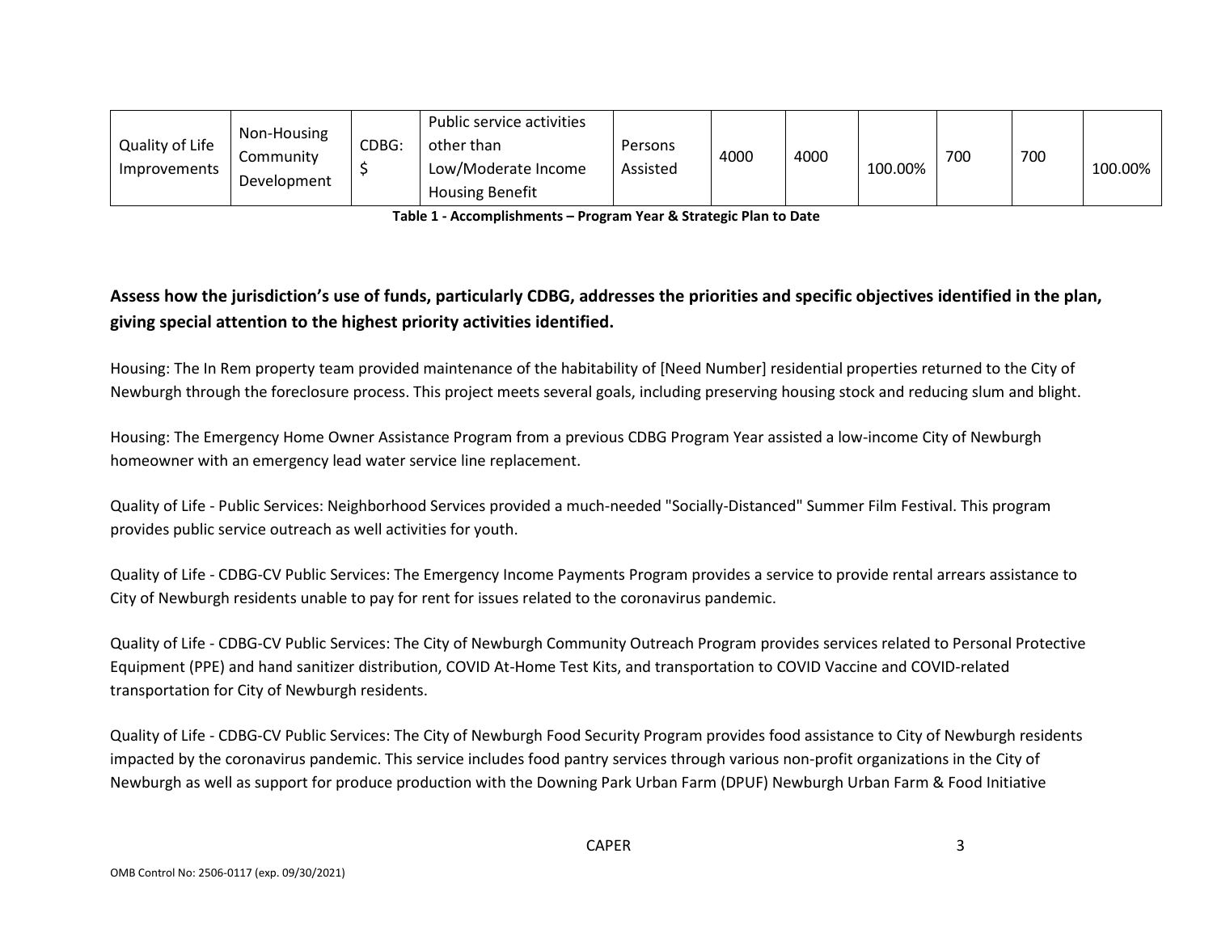| Quality of Life Improvements | Non-Housing Community Development | CDBG: $ | Public service activities other than Low/Moderate Income Housing Benefit | Persons Assisted | 4000 | 4000 | 100.00% | 700 | 700 | 100.00% |
|---|---|---|---|---|---|---|---|---|---|---|

**Table 1 - Accomplishments – Program Year & Strategic Plan to Date**

### Assess how the jurisdiction's use of funds, particularly CDBG, addresses the priorities and specific objectives identified in the plan, giving special attention to the highest priority activities identified.

Housing: The In Rem property team provided maintenance of the habitability of [Need Number] residential properties returned to the City of Newburgh through the foreclosure process. This project meets several goals, including preserving housing stock and reducing slum and blight.

Housing: The Emergency Home Owner Assistance Program from a previous CDBG Program Year assisted a low-income City of Newburgh homeowner with an emergency lead water service line replacement.

Quality of Life - Public Services: Neighborhood Services provided a much-needed "Socially-Distanced" Summer Film Festival. This program provides public service outreach as well activities for youth.

Quality of Life - CDBG-CV Public Services: The Emergency Income Payments Program provides a service to provide rental arrears assistance to City of Newburgh residents unable to pay for rent for issues related to the coronavirus pandemic.

Quality of Life - CDBG-CV Public Services: The City of Newburgh Community Outreach Program provides services related to Personal Protective Equipment (PPE) and hand sanitizer distribution, COVID At-Home Test Kits, and transportation to COVID Vaccine and COVID-related transportation for City of Newburgh residents.

Quality of Life - CDBG-CV Public Services: The City of Newburgh Food Security Program provides food assistance to City of Newburgh residents impacted by the coronavirus pandemic. This service includes food pantry services through various non-profit organizations in the City of Newburgh as well as support for produce production with the Downing Park Urban Farm (DPUF) Newburgh Urban Farm & Food Initiative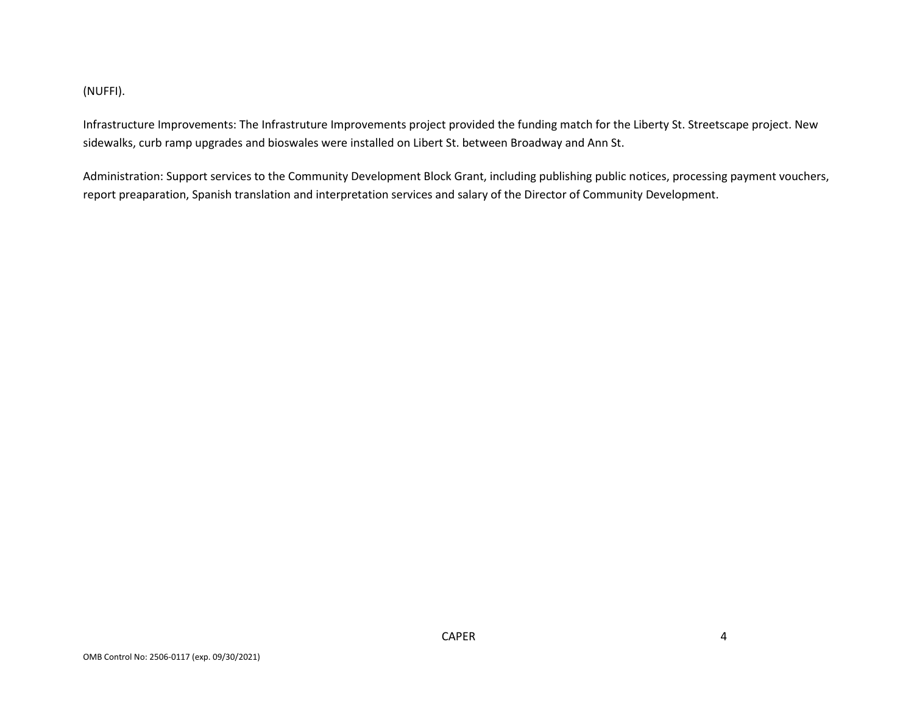(NUFFI).

Infrastructure Improvements: The Infrastruture Improvements project provided the funding match for the Liberty St. Streetscape project. New sidewalks, curb ramp upgrades and bioswales were installed on Libert St. between Broadway and Ann St.

Administration: Support services to the Community Development Block Grant, including publishing public notices, processing payment vouchers, report preaparation, Spanish translation and interpretation services and salary of the Director of Community Development.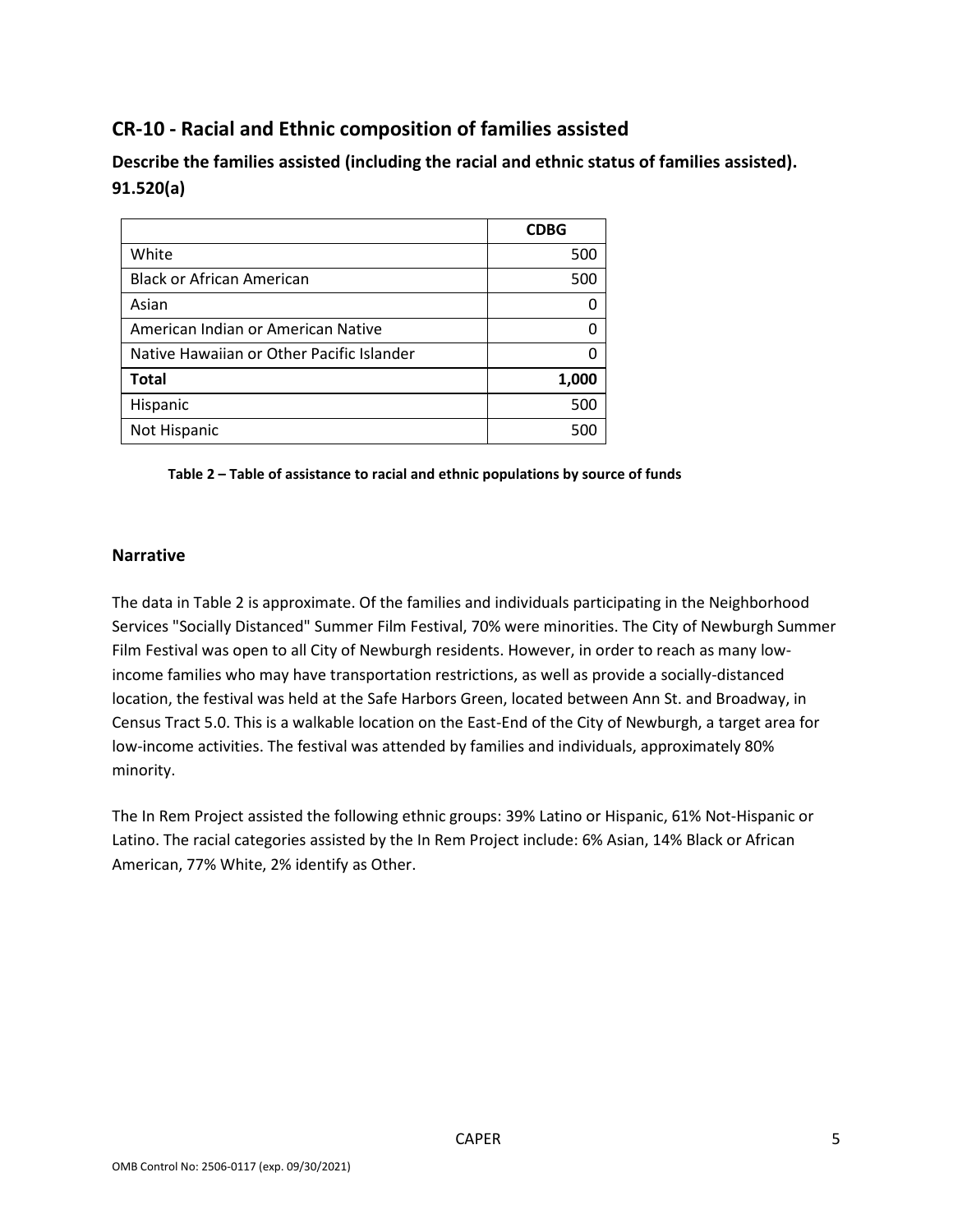## CR-10 - Racial and Ethnic composition of families assisted

### Describe the families assisted (including the racial and ethnic status of families assisted). 91.520(a)

| | CDBG |
|---|---|
| White | 500 |
| Black or African American | 500 |
| Asian | 0 |
| American Indian or American Native | 0 |
| Native Hawaiian or Other Pacific Islander | 0 |
| **Total** | **1,000** |
| Hispanic | 500 |
| Not Hispanic | 500 |

**Table 2 – Table of assistance to racial and ethnic populations by source of funds**

### Narrative

The data in Table 2 is approximate. Of the families and individuals participating in the Neighborhood Services "Socially Distanced" Summer Film Festival, 70% were minorities. The City of Newburgh Summer Film Festival was open to all City of Newburgh residents. However, in order to reach as many low-income families who may have transportation restrictions, as well as provide a socially-distanced location, the festival was held at the Safe Harbors Green, located between Ann St. and Broadway, in Census Tract 5.0. This is a walkable location on the East-End of the City of Newburgh, a target area for low-income activities. The festival was attended by families and individuals, approximately 80% minority.

The In Rem Project assisted the following ethnic groups: 39% Latino or Hispanic, 61% Not-Hispanic or Latino. The racial categories assisted by the In Rem Project include: 6% Asian, 14% Black or African American, 77% White, 2% identify as Other.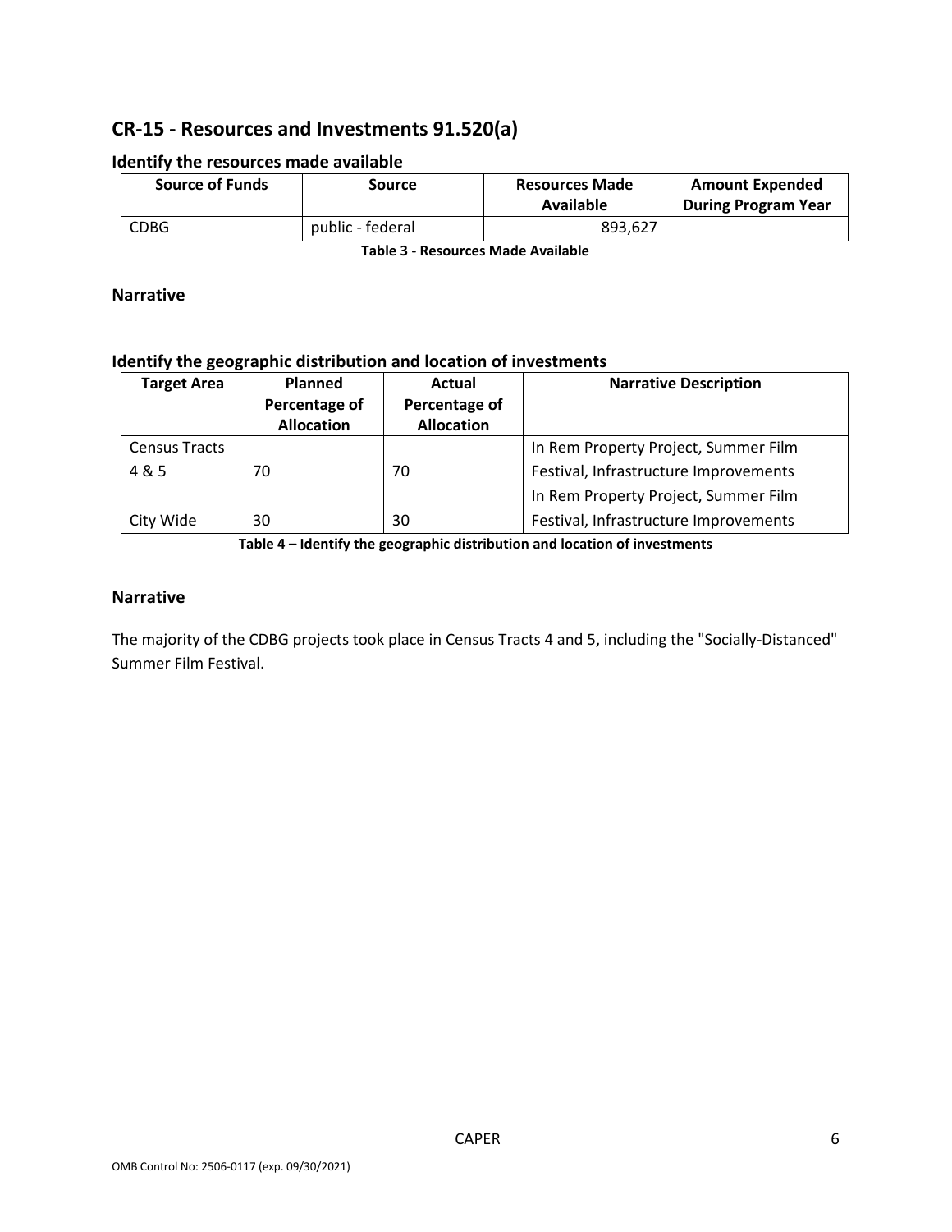## CR-15 - Resources and Investments 91.520(a)

### Identify the resources made available

| Source of Funds | Source | Resources Made Available | Amount Expended During Program Year |
|---|---|---|---|
| CDBG | public - federal | 893,627 | |

**Table 3 - Resources Made Available**

### Narrative

### Identify the geographic distribution and location of investments

| Target Area | Planned Percentage of Allocation | Actual Percentage of Allocation | Narrative Description |
|---|---|---|---|
| Census Tracts 4 & 5 | 70 | 70 | In Rem Property Project, Summer Film Festival, Infrastructure Improvements |
| City Wide | 30 | 30 | In Rem Property Project, Summer Film Festival, Infrastructure Improvements |

**Table 4 – Identify the geographic distribution and location of investments**

### Narrative

The majority of the CDBG projects took place in Census Tracts 4 and 5, including the "Socially-Distanced" Summer Film Festival.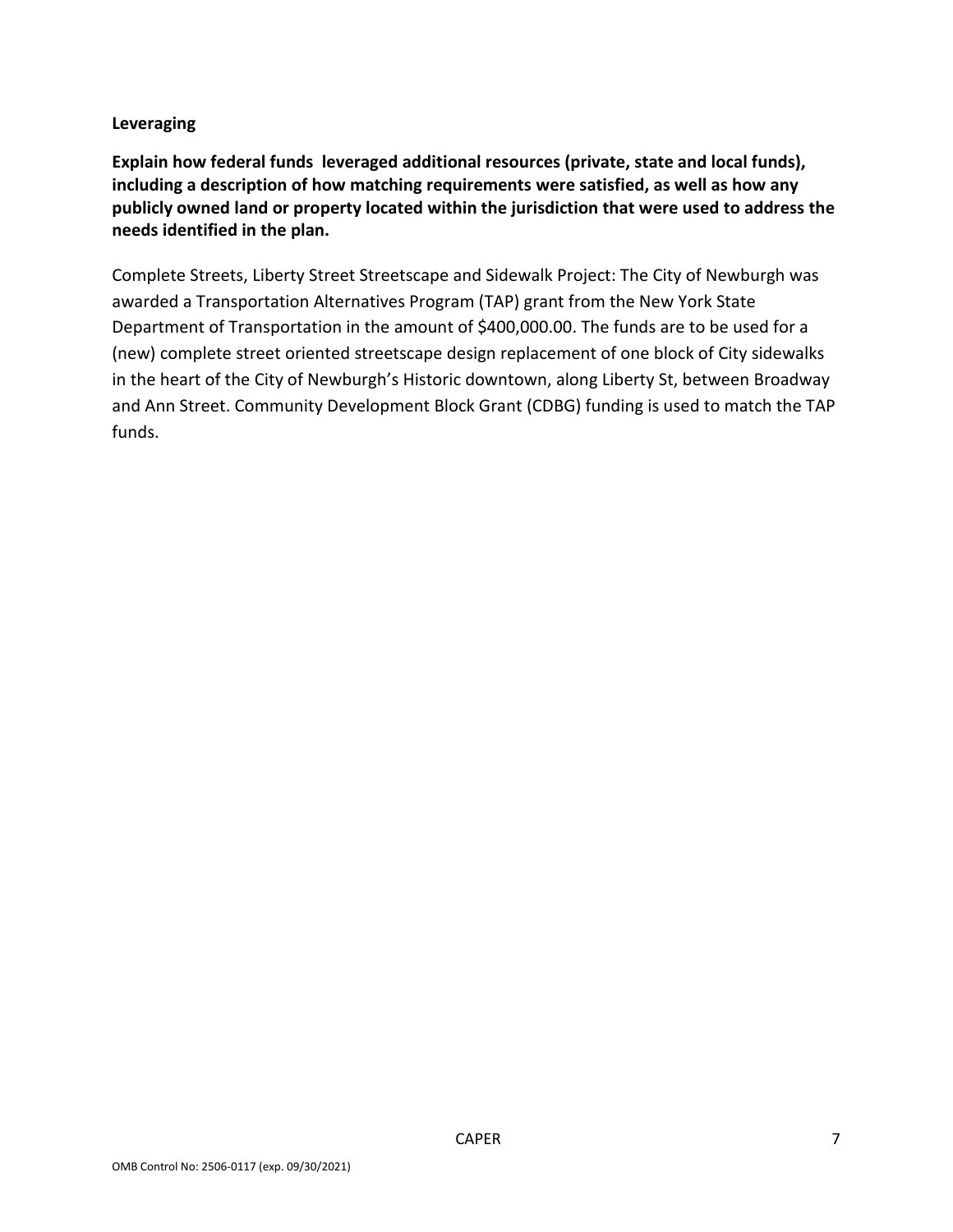**Leveraging**

**Explain how federal funds leveraged additional resources (private, state and local funds), including a description of how matching requirements were satisfied, as well as how any publicly owned land or property located within the jurisdiction that were used to address the needs identified in the plan.**

Complete Streets, Liberty Street Streetscape and Sidewalk Project: The City of Newburgh was awarded a Transportation Alternatives Program (TAP) grant from the New York State Department of Transportation in the amount of $400,000.00. The funds are to be used for a (new) complete street oriented streetscape design replacement of one block of City sidewalks in the heart of the City of Newburgh's Historic downtown, along Liberty St, between Broadway and Ann Street. Community Development Block Grant (CDBG) funding is used to match the TAP funds.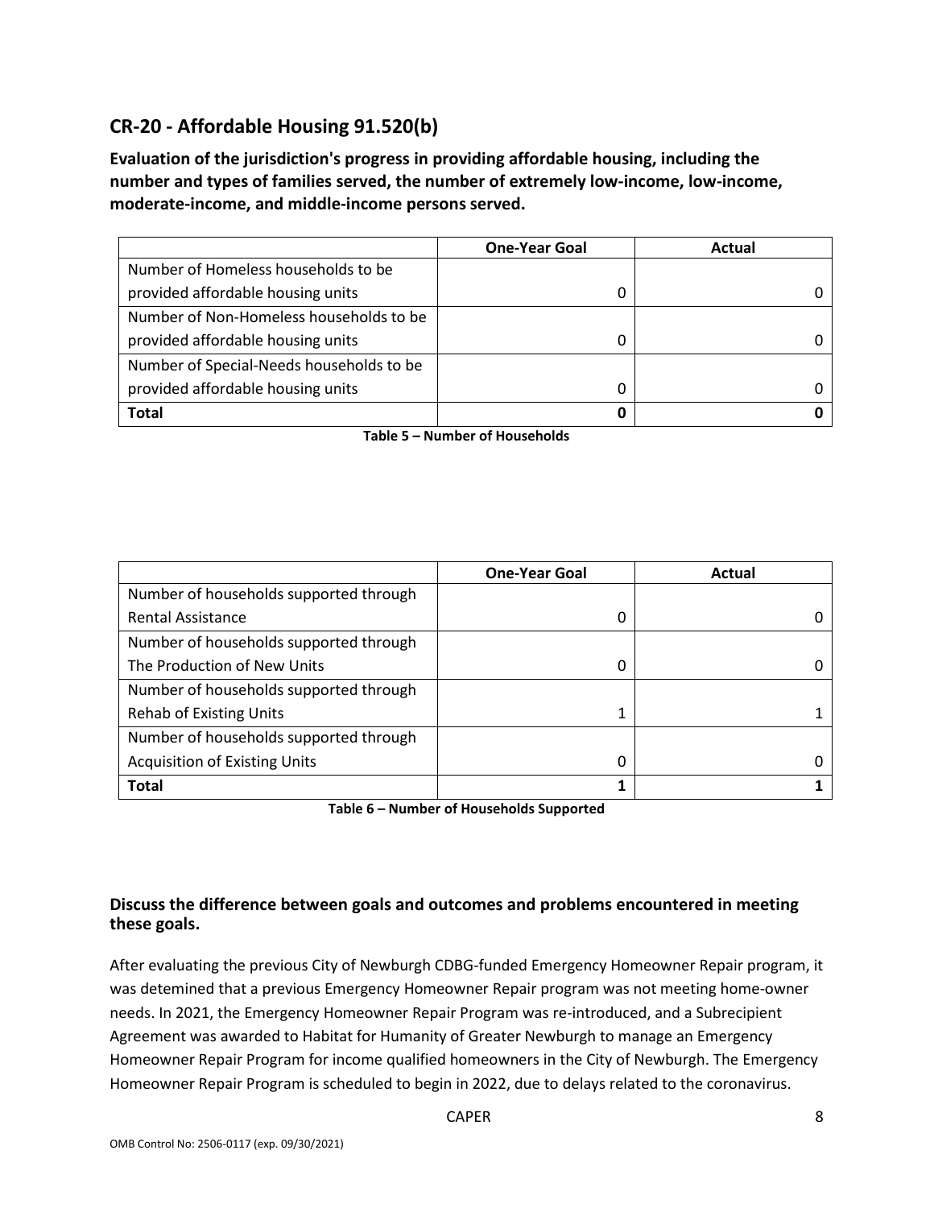## CR-20 - Affordable Housing 91.520(b)

**Evaluation of the jurisdiction's progress in providing affordable housing, including the number and types of families served, the number of extremely low-income, low-income, moderate-income, and middle-income persons served.**

| | One-Year Goal | Actual |
|---|---|---|
| Number of Homeless households to be provided affordable housing units | 0 | 0 |
| Number of Non-Homeless households to be provided affordable housing units | 0 | 0 |
| Number of Special-Needs households to be provided affordable housing units | 0 | 0 |
| **Total** | **0** | **0** |

**Table 5 – Number of Households**

| | One-Year Goal | Actual |
|---|---|---|
| Number of households supported through Rental Assistance | 0 | 0 |
| Number of households supported through The Production of New Units | 0 | 0 |
| Number of households supported through Rehab of Existing Units | 1 | 1 |
| Number of households supported through Acquisition of Existing Units | 0 | 0 |
| **Total** | **1** | **1** |

**Table 6 – Number of Households Supported**

**Discuss the difference between goals and outcomes and problems encountered in meeting these goals.**

After evaluating the previous City of Newburgh CDBG-funded Emergency Homeowner Repair program, it was detemined that a previous Emergency Homeowner Repair program was not meeting home-owner needs. In 2021, the Emergency Homeowner Repair Program was re-introduced, and a Subrecipient Agreement was awarded to Habitat for Humanity of Greater Newburgh to manage an Emergency Homeowner Repair Program for income qualified homeowners in the City of Newburgh. The Emergency Homeowner Repair Program is scheduled to begin in 2022, due to delays related to the coronavirus.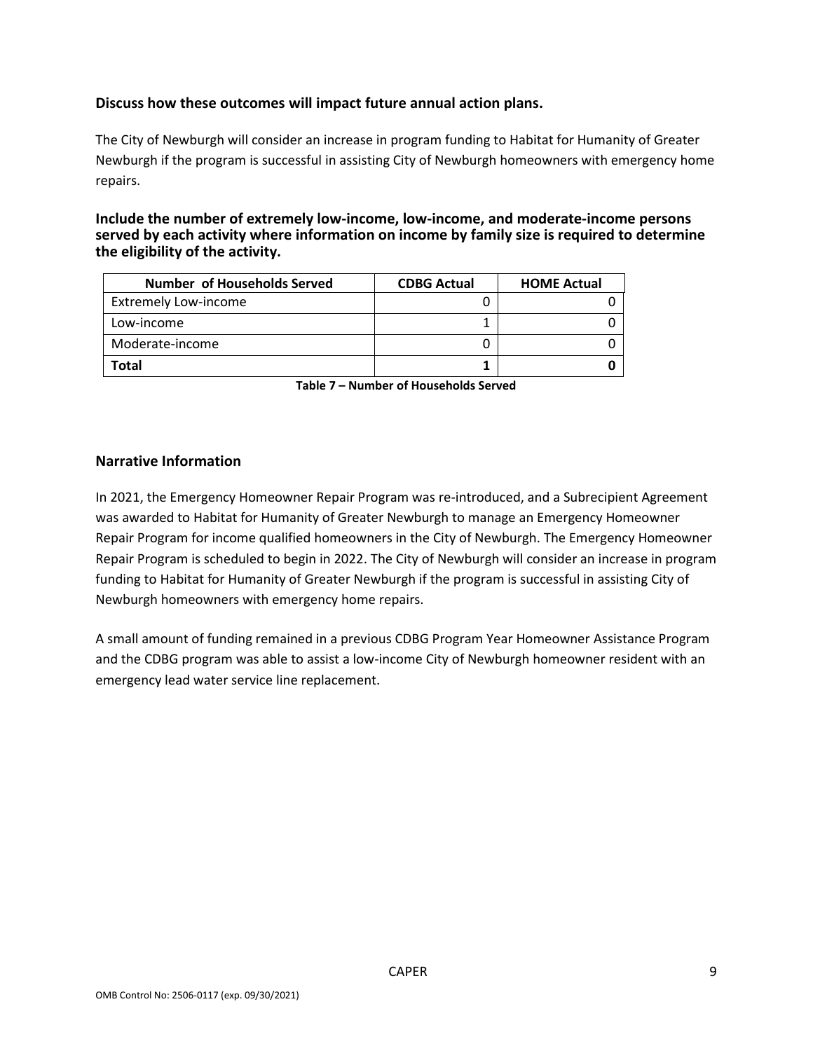### Discuss how these outcomes will impact future annual action plans.

The City of Newburgh will consider an increase in program funding to Habitat for Humanity of Greater Newburgh if the program is successful in assisting City of Newburgh homeowners with emergency home repairs.

### Include the number of extremely low-income, low-income, and moderate-income persons served by each activity where information on income by family size is required to determine the eligibility of the activity.

| Number of Households Served | CDBG Actual | HOME Actual |
|---|---|---|
| Extremely Low-income | 0 | 0 |
| Low-income | 1 | 0 |
| Moderate-income | 0 | 0 |
| **Total** | **1** | **0** |

**Table 7 – Number of Households Served**

## Narrative Information

In 2021, the Emergency Homeowner Repair Program was re-introduced, and a Subrecipient Agreement was awarded to Habitat for Humanity of Greater Newburgh to manage an Emergency Homeowner Repair Program for income qualified homeowners in the City of Newburgh. The Emergency Homeowner Repair Program is scheduled to begin in 2022. The City of Newburgh will consider an increase in program funding to Habitat for Humanity of Greater Newburgh if the program is successful in assisting City of Newburgh homeowners with emergency home repairs.

A small amount of funding remained in a previous CDBG Program Year Homeowner Assistance Program and the CDBG program was able to assist a low-income City of Newburgh homeowner resident with an emergency lead water service line replacement.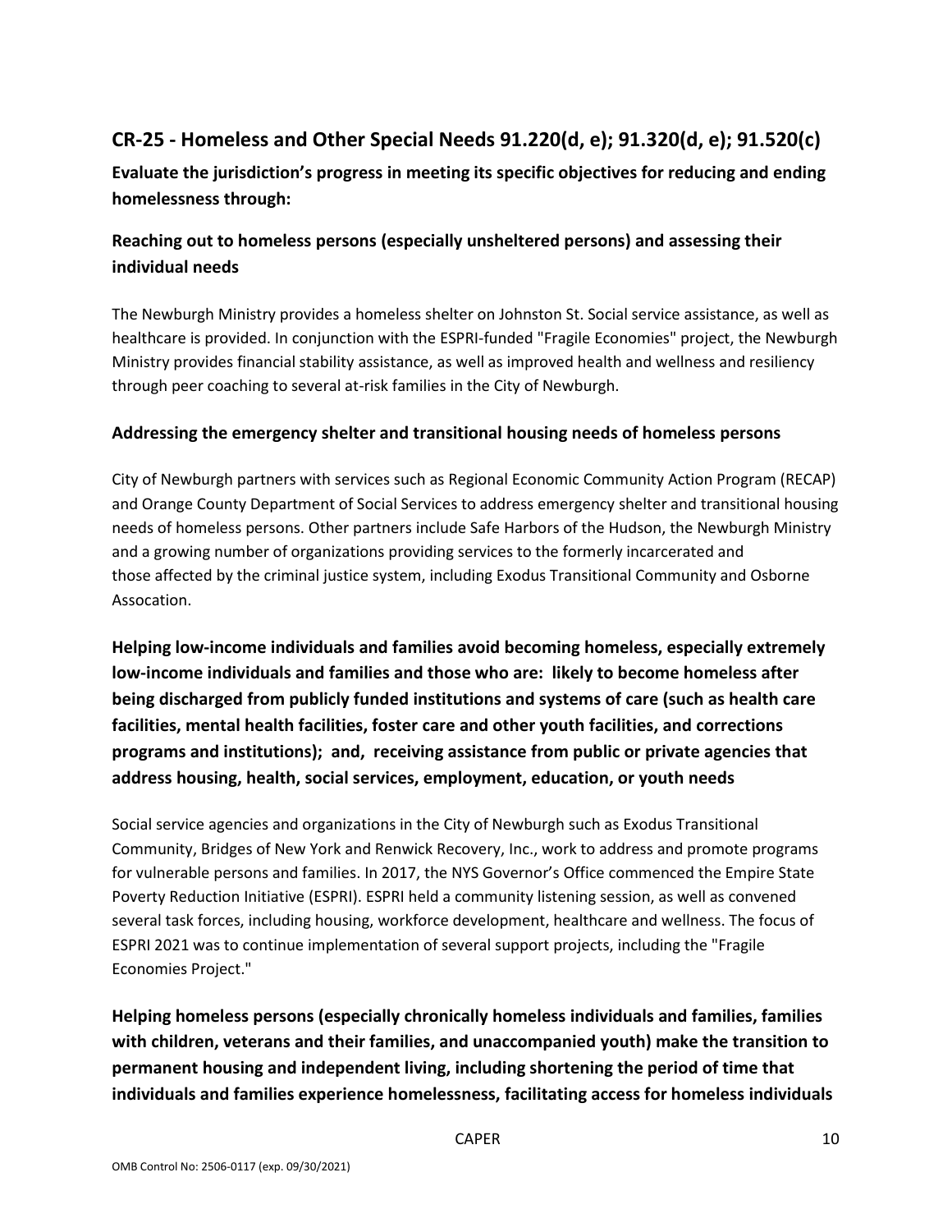## CR-25 - Homeless and Other Special Needs 91.220(d, e); 91.320(d, e); 91.520(c)

### Evaluate the jurisdiction's progress in meeting its specific objectives for reducing and ending homelessness through:

### Reaching out to homeless persons (especially unsheltered persons) and assessing their individual needs

The Newburgh Ministry provides a homeless shelter on Johnston St. Social service assistance, as well as healthcare is provided. In conjunction with the ESPRI-funded "Fragile Economies" project, the Newburgh Ministry provides financial stability assistance, as well as improved health and wellness and resiliency through peer coaching to several at-risk families in the City of Newburgh.

### Addressing the emergency shelter and transitional housing needs of homeless persons

City of Newburgh partners with services such as Regional Economic Community Action Program (RECAP) and Orange County Department of Social Services to address emergency shelter and transitional housing needs of homeless persons. Other partners include Safe Harbors of the Hudson, the Newburgh Ministry and a growing number of organizations providing services to the formerly incarcerated and those affected by the criminal justice system, including Exodus Transitional Community and Osborne Assocation.

### Helping low-income individuals and families avoid becoming homeless, especially extremely low-income individuals and families and those who are: likely to become homeless after being discharged from publicly funded institutions and systems of care (such as health care facilities, mental health facilities, foster care and other youth facilities, and corrections programs and institutions); and, receiving assistance from public or private agencies that address housing, health, social services, employment, education, or youth needs

Social service agencies and organizations in the City of Newburgh such as Exodus Transitional Community, Bridges of New York and Renwick Recovery, Inc., work to address and promote programs for vulnerable persons and families. In 2017, the NYS Governor's Office commenced the Empire State Poverty Reduction Initiative (ESPRI). ESPRI held a community listening session, as well as convened several task forces, including housing, workforce development, healthcare and wellness. The focus of ESPRI 2021 was to continue implementation of several support projects, including the "Fragile Economies Project."

### Helping homeless persons (especially chronically homeless individuals and families, families with children, veterans and their families, and unaccompanied youth) make the transition to permanent housing and independent living, including shortening the period of time that individuals and families experience homelessness, facilitating access for homeless individuals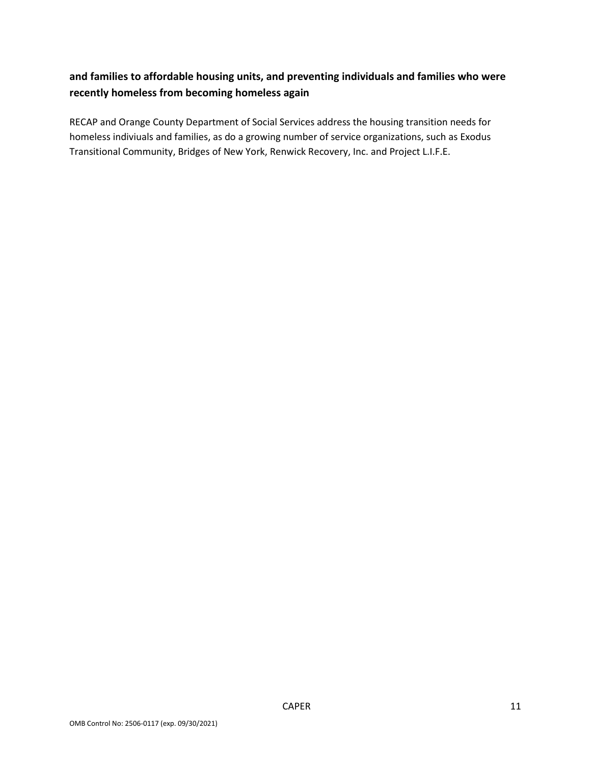**and families to affordable housing units, and preventing individuals and families who were recently homeless from becoming homeless again**

RECAP and Orange County Department of Social Services address the housing transition needs for homeless indiviuals and families, as do a growing number of service organizations, such as Exodus Transitional Community, Bridges of New York, Renwick Recovery, Inc. and Project L.I.F.E.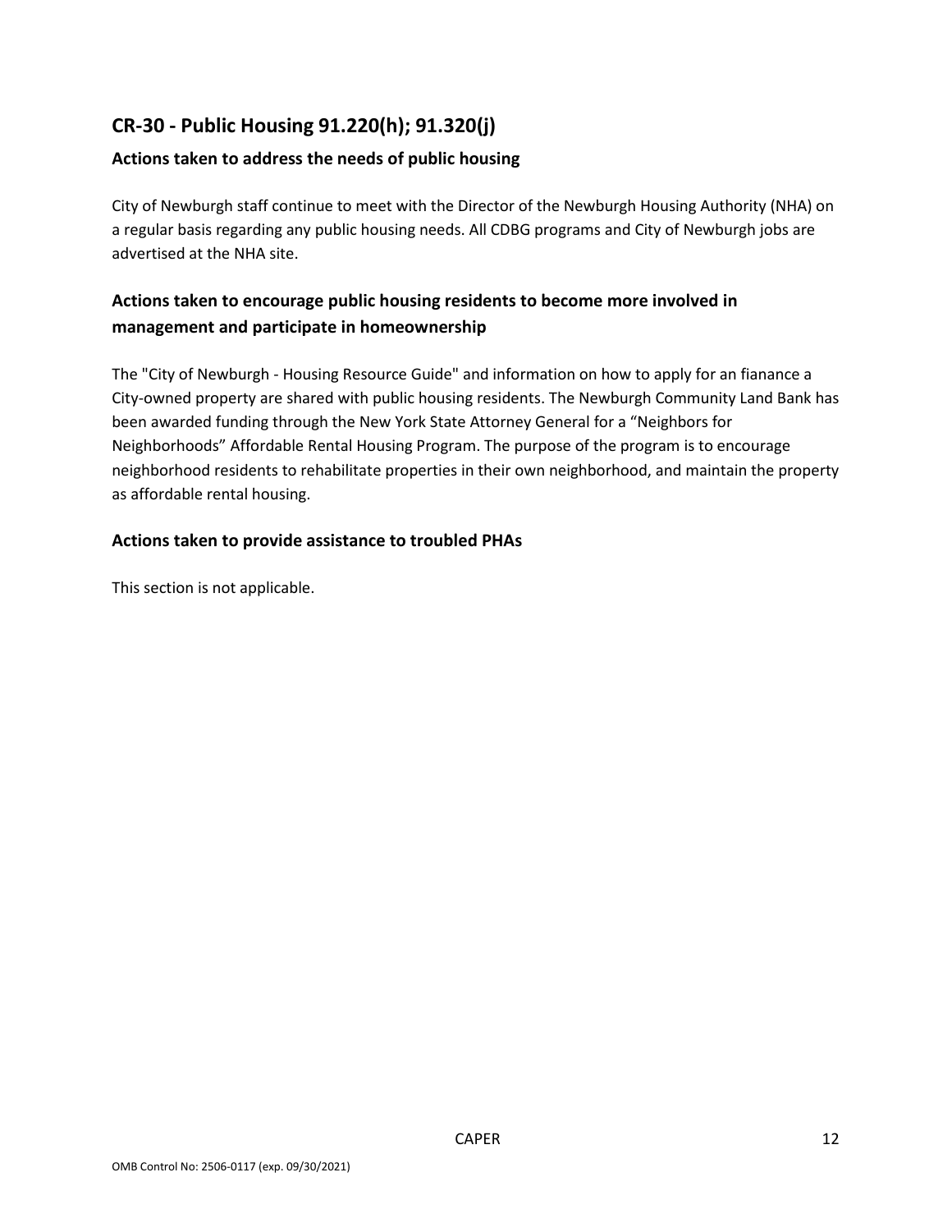## CR-30 - Public Housing 91.220(h); 91.320(j)

### Actions taken to address the needs of public housing

City of Newburgh staff continue to meet with the Director of the Newburgh Housing Authority (NHA) on a regular basis regarding any public housing needs. All CDBG programs and City of Newburgh jobs are advertised at the NHA site.

### Actions taken to encourage public housing residents to become more involved in management and participate in homeownership

The "City of Newburgh - Housing Resource Guide" and information on how to apply for an fianance a City-owned property are shared with public housing residents. The Newburgh Community Land Bank has been awarded funding through the New York State Attorney General for a “Neighbors for Neighborhoods” Affordable Rental Housing Program. The purpose of the program is to encourage neighborhood residents to rehabilitate properties in their own neighborhood, and maintain the property as affordable rental housing.

### Actions taken to provide assistance to troubled PHAs

This section is not applicable.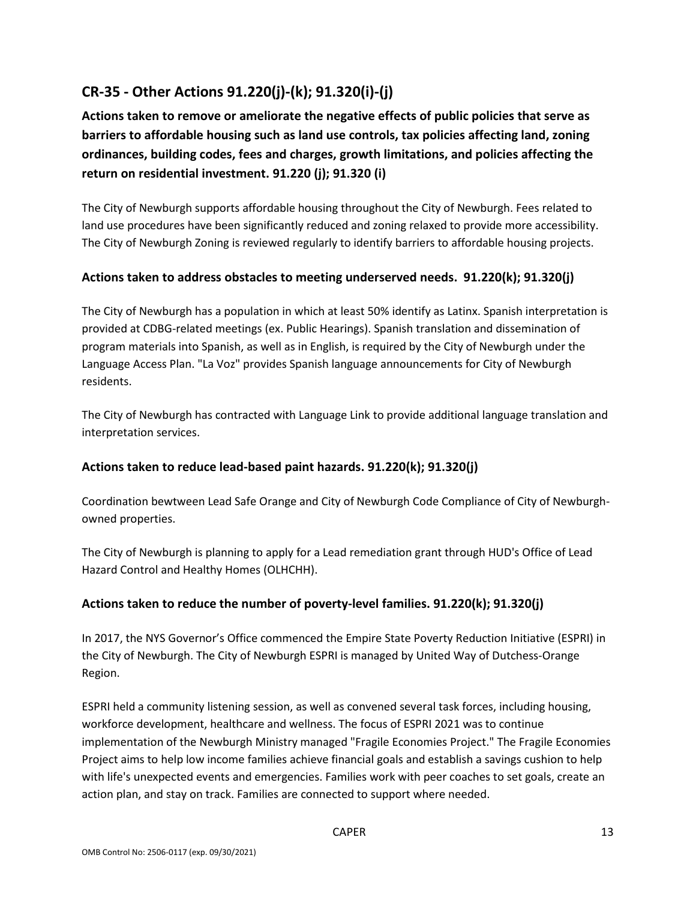## CR-35 - Other Actions 91.220(j)-(k); 91.320(i)-(j)

**Actions taken to remove or ameliorate the negative effects of public policies that serve as barriers to affordable housing such as land use controls, tax policies affecting land, zoning ordinances, building codes, fees and charges, growth limitations, and policies affecting the return on residential investment. 91.220 (j); 91.320 (i)**

The City of Newburgh supports affordable housing throughout the City of Newburgh. Fees related to land use procedures have been significantly reduced and zoning relaxed to provide more accessibility. The City of Newburgh Zoning is reviewed regularly to identify barriers to affordable housing projects.

### Actions taken to address obstacles to meeting underserved needs. 91.220(k); 91.320(j)

The City of Newburgh has a population in which at least 50% identify as Latinx. Spanish interpretation is provided at CDBG-related meetings (ex. Public Hearings). Spanish translation and dissemination of program materials into Spanish, as well as in English, is required by the City of Newburgh under the Language Access Plan. "La Voz" provides Spanish language announcements for City of Newburgh residents.

The City of Newburgh has contracted with Language Link to provide additional language translation and interpretation services.

### Actions taken to reduce lead-based paint hazards. 91.220(k); 91.320(j)

Coordination bewtween Lead Safe Orange and City of Newburgh Code Compliance of City of Newburgh-owned properties.

The City of Newburgh is planning to apply for a Lead remediation grant through HUD's Office of Lead Hazard Control and Healthy Homes (OLHCHH).

### Actions taken to reduce the number of poverty-level families. 91.220(k); 91.320(j)

In 2017, the NYS Governor's Office commenced the Empire State Poverty Reduction Initiative (ESPRI) in the City of Newburgh. The City of Newburgh ESPRI is managed by United Way of Dutchess-Orange Region.

ESPRI held a community listening session, as well as convened several task forces, including housing, workforce development, healthcare and wellness. The focus of ESPRI 2021 was to continue implementation of the Newburgh Ministry managed "Fragile Economies Project." The Fragile Economies Project aims to help low income families achieve financial goals and establish a savings cushion to help with life's unexpected events and emergencies. Families work with peer coaches to set goals, create an action plan, and stay on track. Families are connected to support where needed.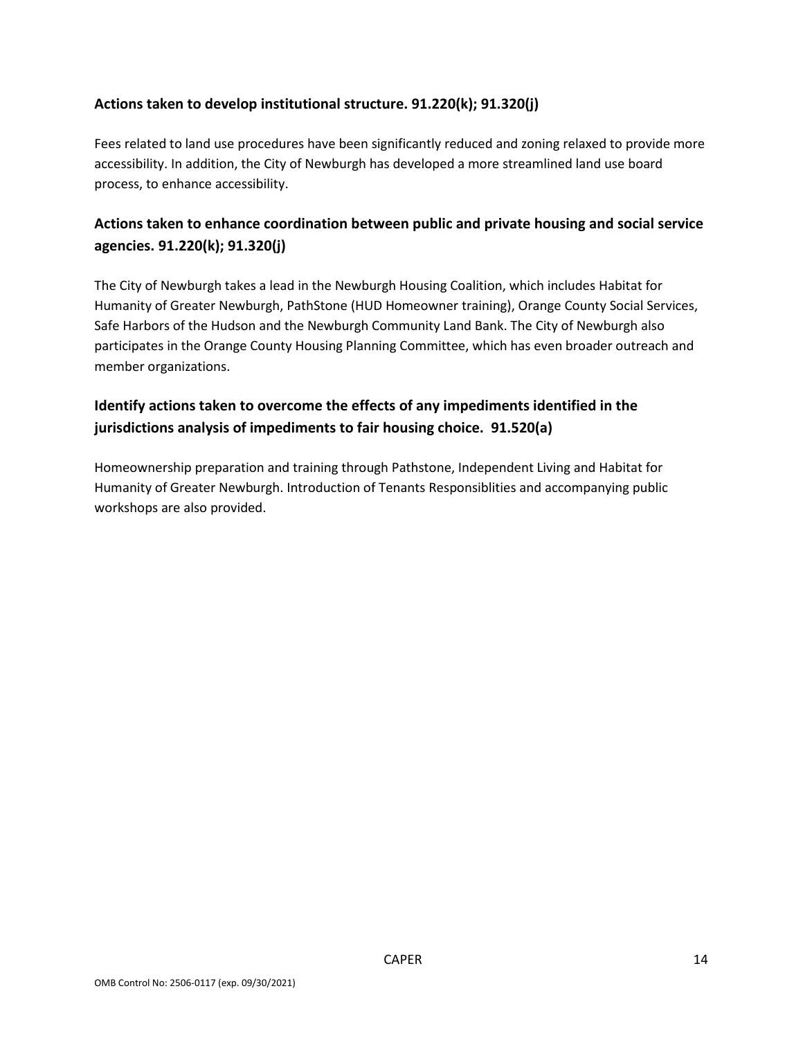## Actions taken to develop institutional structure. 91.220(k); 91.320(j)

Fees related to land use procedures have been significantly reduced and zoning relaxed to provide more accessibility. In addition, the City of Newburgh has developed a more streamlined land use board process, to enhance accessibility.

## Actions taken to enhance coordination between public and private housing and social service agencies. 91.220(k); 91.320(j)

The City of Newburgh takes a lead in the Newburgh Housing Coalition, which includes Habitat for Humanity of Greater Newburgh, PathStone (HUD Homeowner training), Orange County Social Services, Safe Harbors of the Hudson and the Newburgh Community Land Bank. The City of Newburgh also participates in the Orange County Housing Planning Committee, which has even broader outreach and member organizations.

## Identify actions taken to overcome the effects of any impediments identified in the jurisdictions analysis of impediments to fair housing choice. 91.520(a)

Homeownership preparation and training through Pathstone, Independent Living and Habitat for Humanity of Greater Newburgh. Introduction of Tenants Responsiblities and accompanying public workshops are also provided.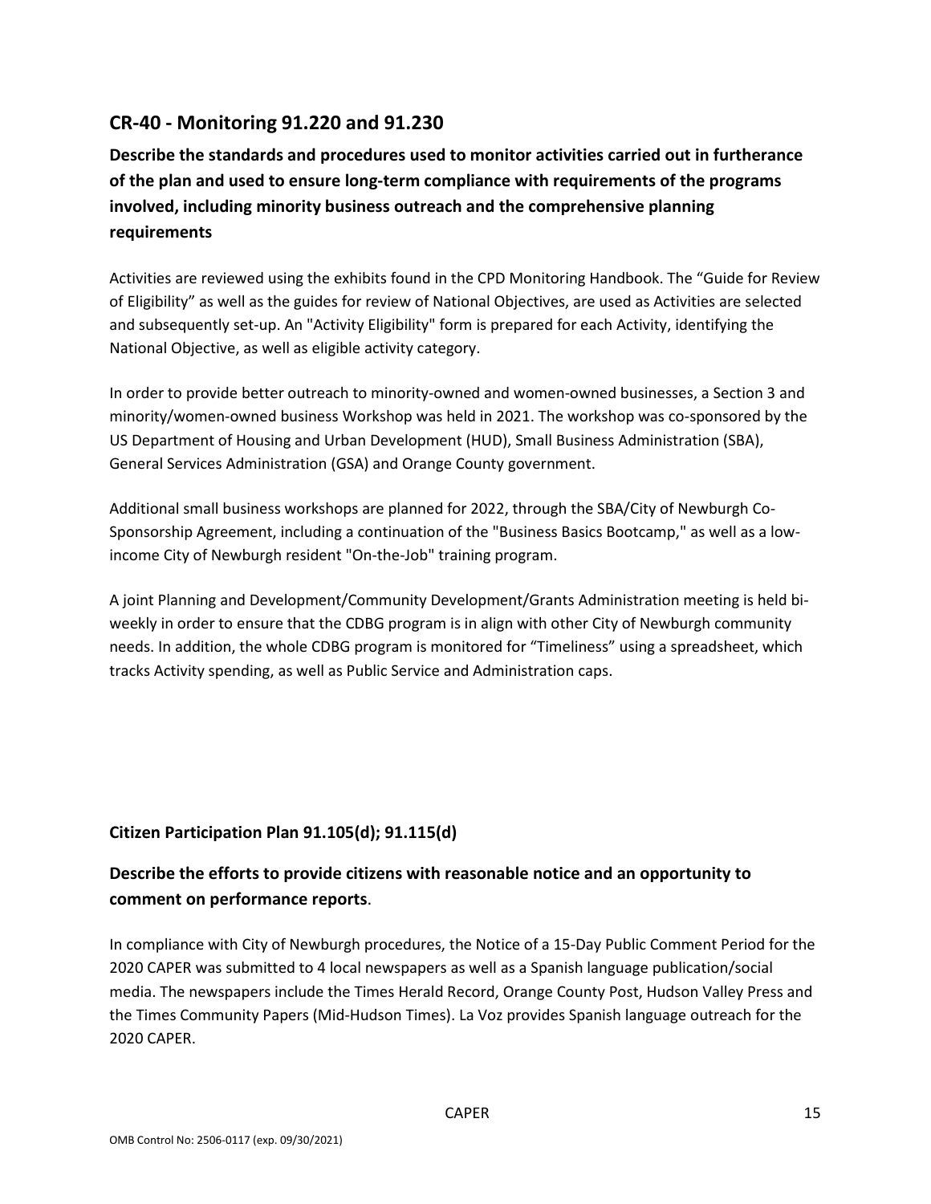## CR-40 - Monitoring 91.220 and 91.230

### Describe the standards and procedures used to monitor activities carried out in furtherance of the plan and used to ensure long-term compliance with requirements of the programs involved, including minority business outreach and the comprehensive planning requirements

Activities are reviewed using the exhibits found in the CPD Monitoring Handbook. The "Guide for Review of Eligibility" as well as the guides for review of National Objectives, are used as Activities are selected and subsequently set-up. An "Activity Eligibility" form is prepared for each Activity, identifying the National Objective, as well as eligible activity category.

In order to provide better outreach to minority-owned and women-owned businesses, a Section 3 and minority/women-owned business Workshop was held in 2021. The workshop was co-sponsored by the US Department of Housing and Urban Development (HUD), Small Business Administration (SBA), General Services Administration (GSA) and Orange County government.

Additional small business workshops are planned for 2022, through the SBA/City of Newburgh Co-Sponsorship Agreement, including a continuation of the "Business Basics Bootcamp," as well as a low-income City of Newburgh resident "On-the-Job" training program.

A joint Planning and Development/Community Development/Grants Administration meeting is held bi-weekly in order to ensure that the CDBG program is in align with other City of Newburgh community needs. In addition, the whole CDBG program is monitored for "Timeliness" using a spreadsheet, which tracks Activity spending, as well as Public Service and Administration caps.

### Citizen Participation Plan 91.105(d); 91.115(d)

### Describe the efforts to provide citizens with reasonable notice and an opportunity to comment on performance reports.

In compliance with City of Newburgh procedures, the Notice of a 15-Day Public Comment Period for the 2020 CAPER was submitted to 4 local newspapers as well as a Spanish language publication/social media. The newspapers include the Times Herald Record, Orange County Post, Hudson Valley Press and the Times Community Papers (Mid-Hudson Times). La Voz provides Spanish language outreach for the 2020 CAPER.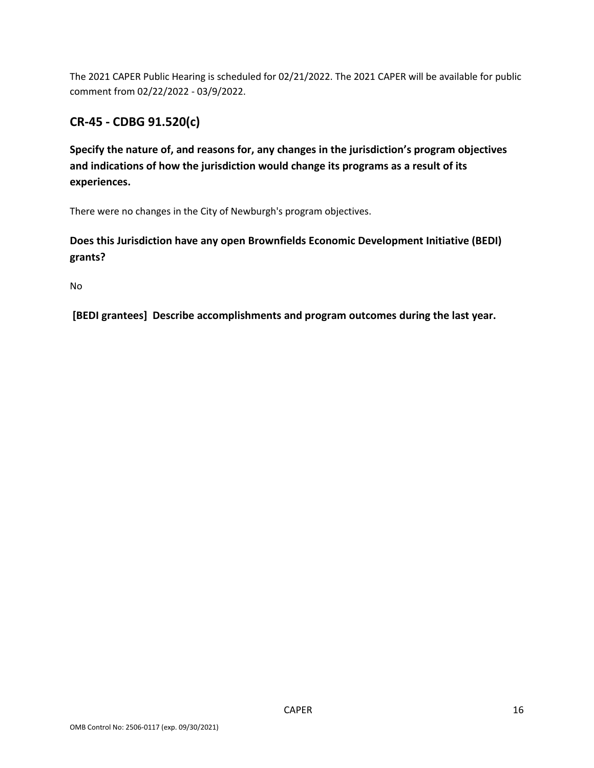The 2021 CAPER Public Hearing is scheduled for 02/21/2022. The 2021 CAPER will be available for public comment from 02/22/2022 - 03/9/2022.

## CR-45 - CDBG 91.520(c)

**Specify the nature of, and reasons for, any changes in the jurisdiction's program objectives and indications of how the jurisdiction would change its programs as a result of its experiences.**

There were no changes in the City of Newburgh's program objectives.

**Does this Jurisdiction have any open Brownfields Economic Development Initiative (BEDI) grants?**

No

**[BEDI grantees] Describe accomplishments and program outcomes during the last year.**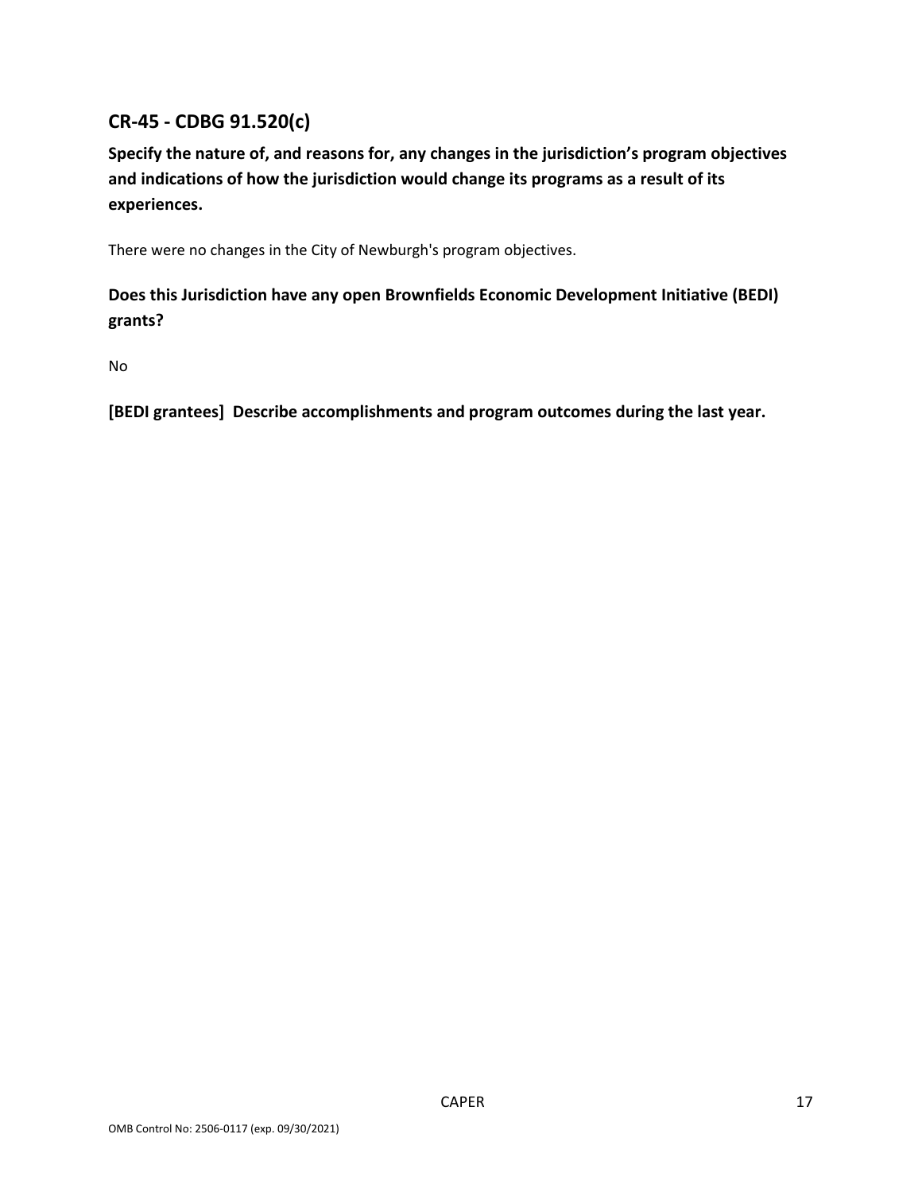## CR-45 - CDBG 91.520(c)

**Specify the nature of, and reasons for, any changes in the jurisdiction's program objectives and indications of how the jurisdiction would change its programs as a result of its experiences.**

There were no changes in the City of Newburgh's program objectives.

**Does this Jurisdiction have any open Brownfields Economic Development Initiative (BEDI) grants?**

No

**[BEDI grantees] Describe accomplishments and program outcomes during the last year.**